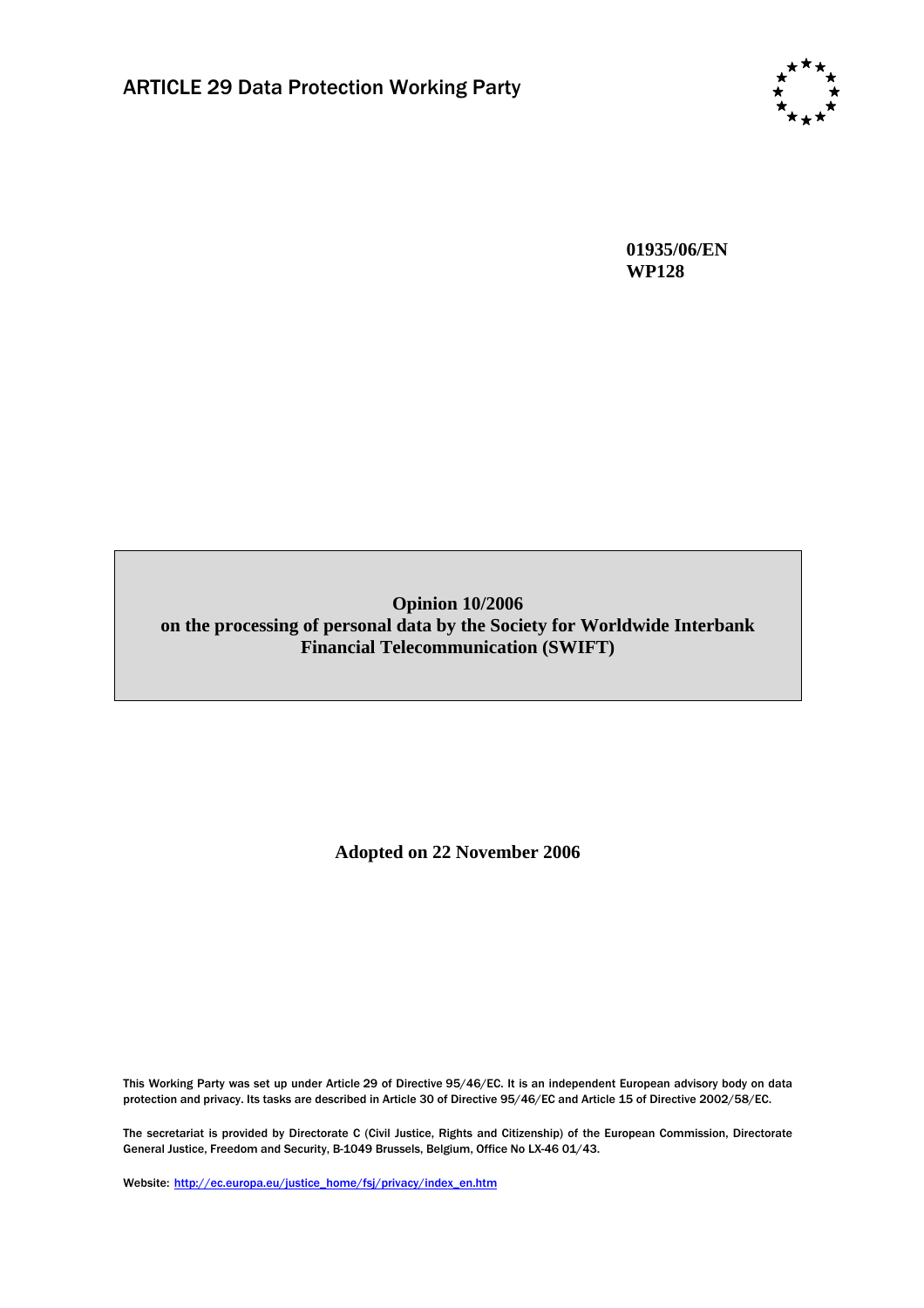ARTICLE 29 Data Protection Working Party

**01935/06/EN**
**WP128**

# Opinion 10/2006
# on the processing of personal data by the Society for Worldwide Interbank Financial Telecommunication (SWIFT)

**Adopted on 22 November 2006**

This Working Party was set up under Article 29 of Directive 95/46/EC. It is an independent European advisory body on data protection and privacy. Its tasks are described in Article 30 of Directive 95/46/EC and Article 15 of Directive 2002/58/EC.

The secretariat is provided by Directorate C (Civil Justice, Rights and Citizenship) of the European Commission, Directorate General Justice, Freedom and Security, B-1049 Brussels, Belgium, Office No LX-46 01/43.

Website: http://ec.europa.eu/justice_home/fsj/privacy/index_en.htm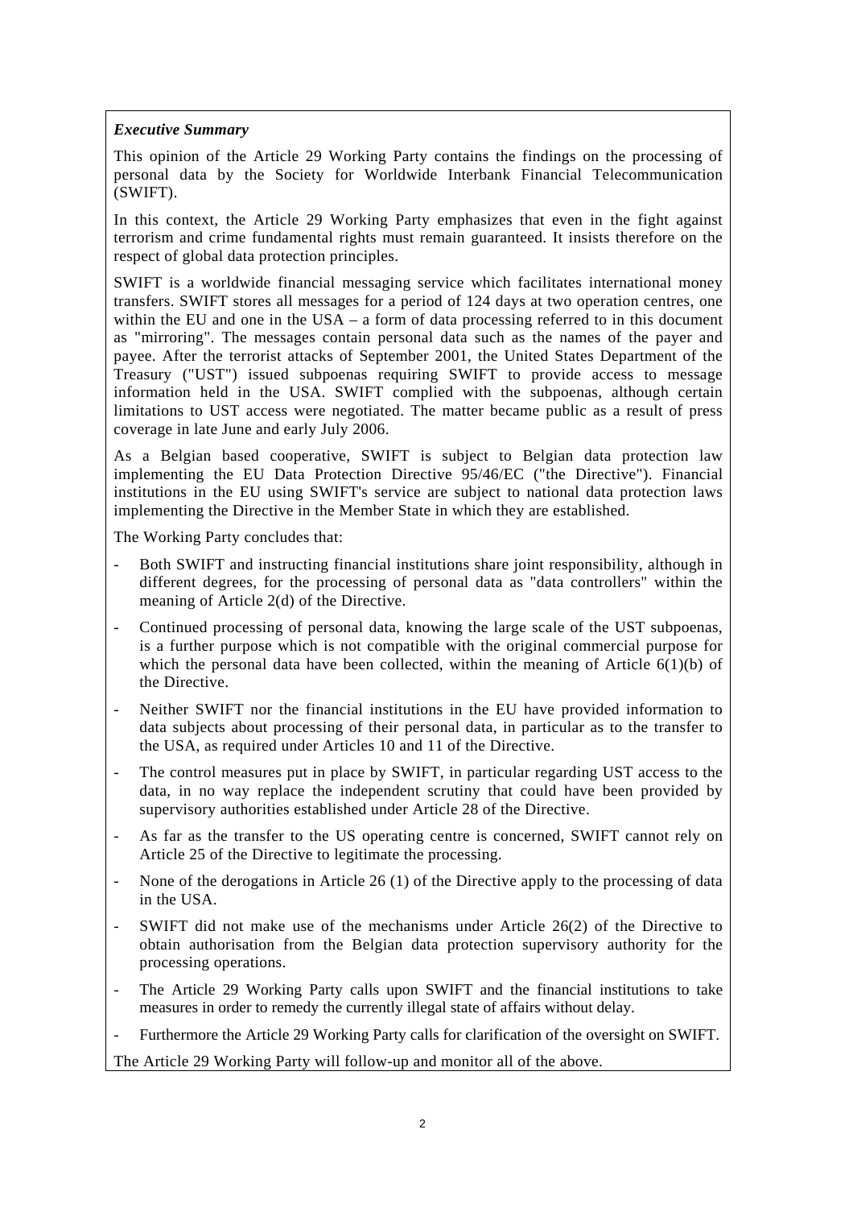***Executive Summary***

This opinion of the Article 29 Working Party contains the findings on the processing of personal data by the Society for Worldwide Interbank Financial Telecommunication (SWIFT).

In this context, the Article 29 Working Party emphasizes that even in the fight against terrorism and crime fundamental rights must remain guaranteed. It insists therefore on the respect of global data protection principles.

SWIFT is a worldwide financial messaging service which facilitates international money transfers. SWIFT stores all messages for a period of 124 days at two operation centres, one within the EU and one in the USA – a form of data processing referred to in this document as "mirroring". The messages contain personal data such as the names of the payer and payee. After the terrorist attacks of September 2001, the United States Department of the Treasury ("UST") issued subpoenas requiring SWIFT to provide access to message information held in the USA. SWIFT complied with the subpoenas, although certain limitations to UST access were negotiated. The matter became public as a result of press coverage in late June and early July 2006.

As a Belgian based cooperative, SWIFT is subject to Belgian data protection law implementing the EU Data Protection Directive 95/46/EC ("the Directive"). Financial institutions in the EU using SWIFT's service are subject to national data protection laws implementing the Directive in the Member State in which they are established.

The Working Party concludes that:

- Both SWIFT and instructing financial institutions share joint responsibility, although in different degrees, for the processing of personal data as "data controllers" within the meaning of Article 2(d) of the Directive.
- Continued processing of personal data, knowing the large scale of the UST subpoenas, is a further purpose which is not compatible with the original commercial purpose for which the personal data have been collected, within the meaning of Article 6(1)(b) of the Directive.
- Neither SWIFT nor the financial institutions in the EU have provided information to data subjects about processing of their personal data, in particular as to the transfer to the USA, as required under Articles 10 and 11 of the Directive.
- The control measures put in place by SWIFT, in particular regarding UST access to the data, in no way replace the independent scrutiny that could have been provided by supervisory authorities established under Article 28 of the Directive.
- As far as the transfer to the US operating centre is concerned, SWIFT cannot rely on Article 25 of the Directive to legitimate the processing.
- None of the derogations in Article 26 (1) of the Directive apply to the processing of data in the USA.
- SWIFT did not make use of the mechanisms under Article 26(2) of the Directive to obtain authorisation from the Belgian data protection supervisory authority for the processing operations.
- The Article 29 Working Party calls upon SWIFT and the financial institutions to take measures in order to remedy the currently illegal state of affairs without delay.
- Furthermore the Article 29 Working Party calls for clarification of the oversight on SWIFT.

The Article 29 Working Party will follow-up and monitor all of the above.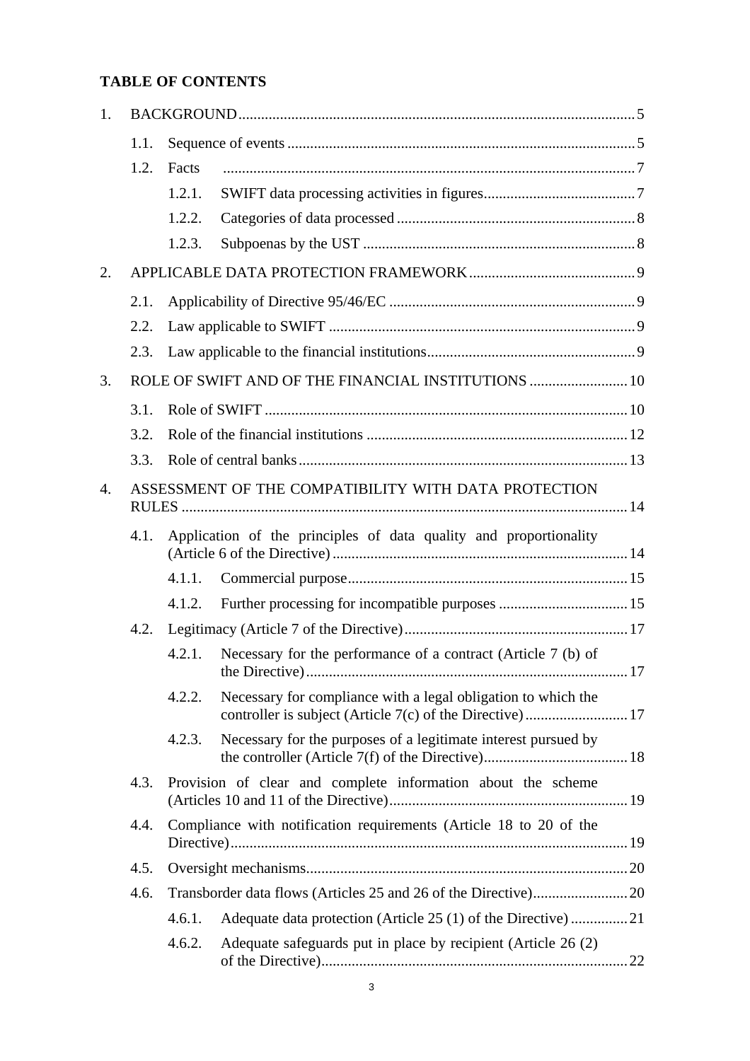**TABLE OF CONTENTS**

1. BACKGROUND ..... 5
   - 1.1. Sequence of events ..... 5
   - 1.2. Facts ..... 7
     - 1.2.1. SWIFT data processing activities in figures ..... 7
     - 1.2.2. Categories of data processed ..... 8
     - 1.2.3. Subpoenas by the UST ..... 8
2. APPLICABLE DATA PROTECTION FRAMEWORK ..... 9
   - 2.1. Applicability of Directive 95/46/EC ..... 9
   - 2.2. Law applicable to SWIFT ..... 9
   - 2.3. Law applicable to the financial institutions ..... 9
3. ROLE OF SWIFT AND OF THE FINANCIAL INSTITUTIONS ..... 10
   - 3.1. Role of SWIFT ..... 10
   - 3.2. Role of the financial institutions ..... 12
   - 3.3. Role of central banks ..... 13
4. ASSESSMENT OF THE COMPATIBILITY WITH DATA PROTECTION RULES ..... 14
   - 4.1. Application of the principles of data quality and proportionality (Article 6 of the Directive) ..... 14
     - 4.1.1. Commercial purpose ..... 15
     - 4.1.2. Further processing for incompatible purposes ..... 15
   - 4.2. Legitimacy (Article 7 of the Directive) ..... 17
     - 4.2.1. Necessary for the performance of a contract (Article 7 (b) of the Directive) ..... 17
     - 4.2.2. Necessary for compliance with a legal obligation to which the controller is subject (Article 7(c) of the Directive) ..... 17
     - 4.2.3. Necessary for the purposes of a legitimate interest pursued by the controller (Article 7(f) of the Directive) ..... 18
   - 4.3. Provision of clear and complete information about the scheme (Articles 10 and 11 of the Directive) ..... 19
   - 4.4. Compliance with notification requirements (Article 18 to 20 of the Directive) ..... 19
   - 4.5. Oversight mechanisms ..... 20
   - 4.6. Transborder data flows (Articles 25 and 26 of the Directive) ..... 20
     - 4.6.1. Adequate data protection (Article 25 (1) of the Directive) ..... 21
     - 4.6.2. Adequate safeguards put in place by recipient (Article 26 (2) of the Directive) ..... 22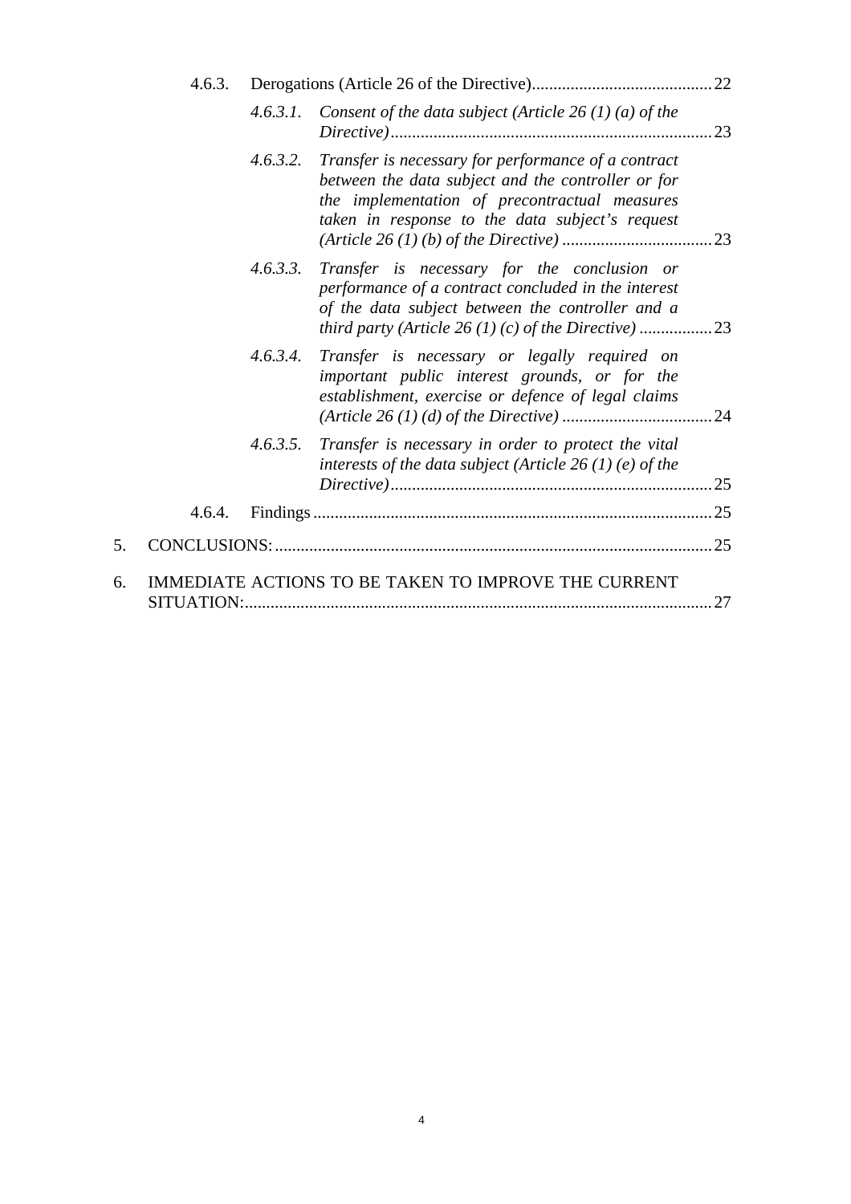4.6.3. Derogations (Article 26 of the Directive) .......... 22

*4.6.3.1. Consent of the data subject (Article 26 (1) (a) of the Directive)* .......... 23

*4.6.3.2. Transfer is necessary for performance of a contract between the data subject and the controller or for the implementation of precontractual measures taken in response to the data subject's request (Article 26 (1) (b) of the Directive)* .......... 23

*4.6.3.3. Transfer is necessary for the conclusion or performance of a contract concluded in the interest of the data subject between the controller and a third party (Article 26 (1) (c) of the Directive)* .......... 23

*4.6.3.4. Transfer is necessary or legally required on important public interest grounds, or for the establishment, exercise or defence of legal claims (Article 26 (1) (d) of the Directive)* .......... 24

*4.6.3.5. Transfer is necessary in order to protect the vital interests of the data subject (Article 26 (1) (e) of the Directive)* .......... 25

4.6.4. Findings .......... 25

5. CONCLUSIONS: .......... 25

6. IMMEDIATE ACTIONS TO BE TAKEN TO IMPROVE THE CURRENT SITUATION: .......... 27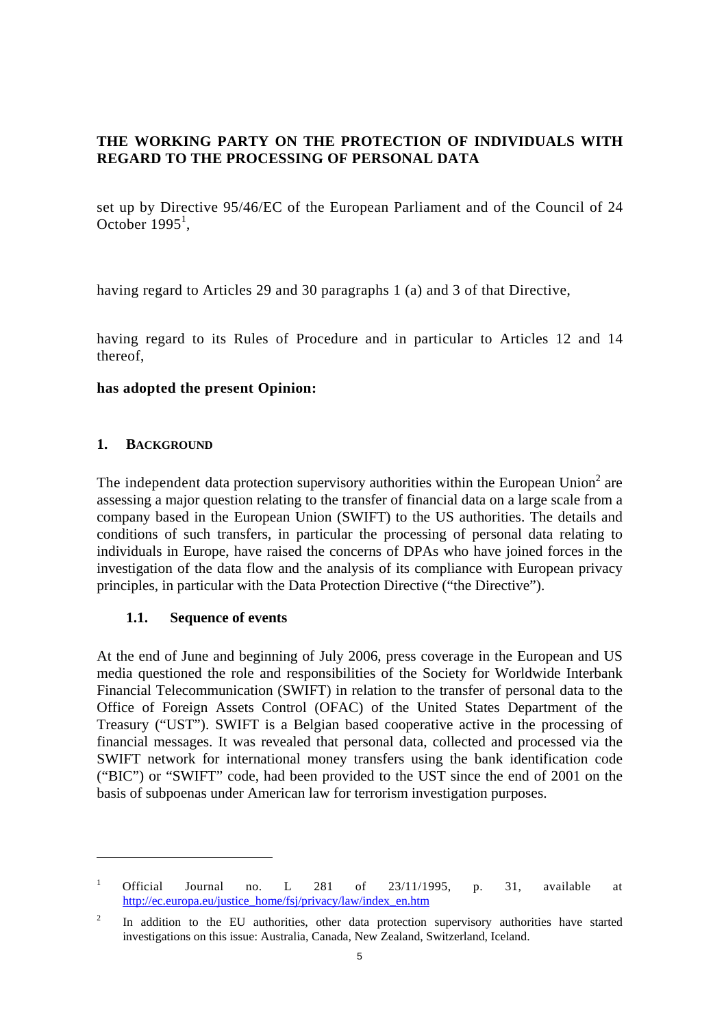**THE WORKING PARTY ON THE PROTECTION OF INDIVIDUALS WITH REGARD TO THE PROCESSING OF PERSONAL DATA**

set up by Directive 95/46/EC of the European Parliament and of the Council of 24 October 1995[1],

having regard to Articles 29 and 30 paragraphs 1 (a) and 3 of that Directive,

having regard to its Rules of Procedure and in particular to Articles 12 and 14 thereof,

**has adopted the present Opinion:**

## 1. BACKGROUND

The independent data protection supervisory authorities within the European Union[2] are assessing a major question relating to the transfer of financial data on a large scale from a company based in the European Union (SWIFT) to the US authorities. The details and conditions of such transfers, in particular the processing of personal data relating to individuals in Europe, have raised the concerns of DPAs who have joined forces in the investigation of the data flow and the analysis of its compliance with European privacy principles, in particular with the Data Protection Directive ("the Directive").

### 1.1. Sequence of events

At the end of June and beginning of July 2006, press coverage in the European and US media questioned the role and responsibilities of the Society for Worldwide Interbank Financial Telecommunication (SWIFT) in relation to the transfer of personal data to the Office of Foreign Assets Control (OFAC) of the United States Department of the Treasury ("UST"). SWIFT is a Belgian based cooperative active in the processing of financial messages. It was revealed that personal data, collected and processed via the SWIFT network for international money transfers using the bank identification code ("BIC") or "SWIFT" code, had been provided to the UST since the end of 2001 on the basis of subpoenas under American law for terrorism investigation purposes.

---

[1] Official Journal no. L 281 of 23/11/1995, p. 31, available at http://ec.europa.eu/justice_home/fsj/privacy/law/index_en.htm

[2] In addition to the EU authorities, other data protection supervisory authorities have started investigations on this issue: Australia, Canada, New Zealand, Switzerland, Iceland.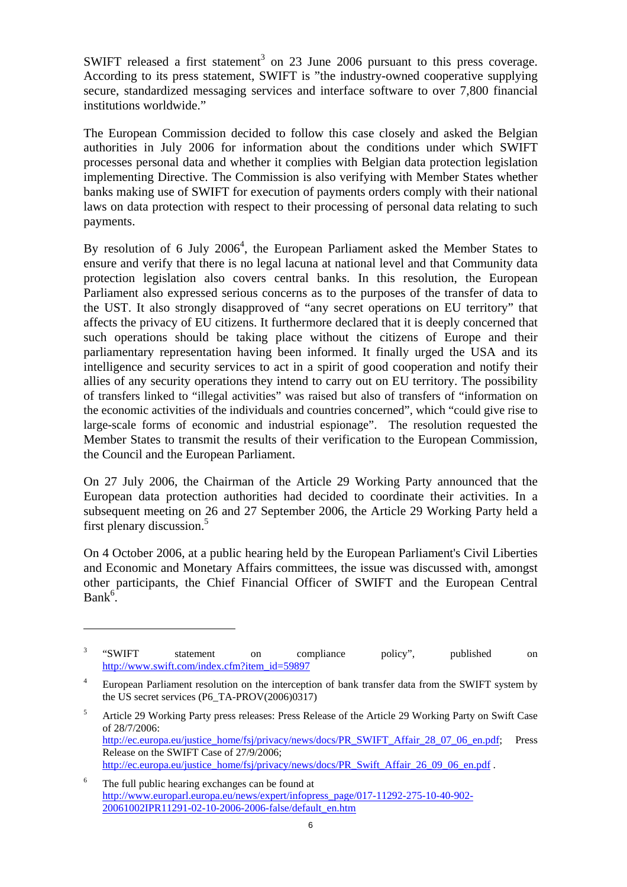SWIFT released a first statement[3] on 23 June 2006 pursuant to this press coverage. According to its press statement, SWIFT is "the industry-owned cooperative supplying secure, standardized messaging services and interface software to over 7,800 financial institutions worldwide."

The European Commission decided to follow this case closely and asked the Belgian authorities in July 2006 for information about the conditions under which SWIFT processes personal data and whether it complies with Belgian data protection legislation implementing Directive. The Commission is also verifying with Member States whether banks making use of SWIFT for execution of payments orders comply with their national laws on data protection with respect to their processing of personal data relating to such payments.

By resolution of 6 July 2006[4], the European Parliament asked the Member States to ensure and verify that there is no legal lacuna at national level and that Community data protection legislation also covers central banks. In this resolution, the European Parliament also expressed serious concerns as to the purposes of the transfer of data to the UST. It also strongly disapproved of "any secret operations on EU territory" that affects the privacy of EU citizens. It furthermore declared that it is deeply concerned that such operations should be taking place without the citizens of Europe and their parliamentary representation having been informed. It finally urged the USA and its intelligence and security services to act in a spirit of good cooperation and notify their allies of any security operations they intend to carry out on EU territory. The possibility of transfers linked to "illegal activities" was raised but also of transfers of "information on the economic activities of the individuals and countries concerned", which "could give rise to large-scale forms of economic and industrial espionage". The resolution requested the Member States to transmit the results of their verification to the European Commission, the Council and the European Parliament.

On 27 July 2006, the Chairman of the Article 29 Working Party announced that the European data protection authorities had decided to coordinate their activities. In a subsequent meeting on 26 and 27 September 2006, the Article 29 Working Party held a first plenary discussion.[5]

On 4 October 2006, at a public hearing held by the European Parliament's Civil Liberties and Economic and Monetary Affairs committees, the issue was discussed with, amongst other participants, the Chief Financial Officer of SWIFT and the European Central Bank[6].

---

[3] "SWIFT statement on compliance policy", published on http://www.swift.com/index.cfm?item_id=59897

[4] European Parliament resolution on the interception of bank transfer data from the SWIFT system by the US secret services (P6_TA-PROV(2006)0317)

[5] Article 29 Working Party press releases: Press Release of the Article 29 Working Party on Swift Case of 28/7/2006: http://ec.europa.eu/justice_home/fsj/privacy/news/docs/PR_SWIFT_Affair_28_07_06_en.pdf; Press Release on the SWIFT Case of 27/9/2006; http://ec.europa.eu/justice_home/fsj/privacy/news/docs/PR_Swift_Affair_26_09_06_en.pdf .

[6] The full public hearing exchanges can be found at http://www.europarl.europa.eu/news/expert/infopress_page/017-11292-275-10-40-902-20061002IPR11291-02-10-2006-2006-false/default_en.htm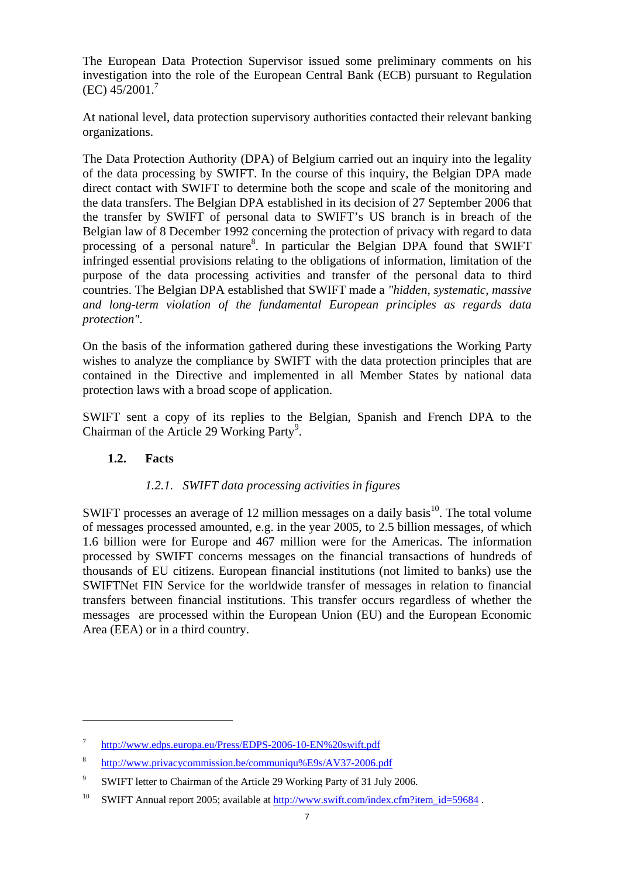The European Data Protection Supervisor issued some preliminary comments on his investigation into the role of the European Central Bank (ECB) pursuant to Regulation (EC) 45/2001.[7]

At national level, data protection supervisory authorities contacted their relevant banking organizations.

The Data Protection Authority (DPA) of Belgium carried out an inquiry into the legality of the data processing by SWIFT. In the course of this inquiry, the Belgian DPA made direct contact with SWIFT to determine both the scope and scale of the monitoring and the data transfers. The Belgian DPA established in its decision of 27 September 2006 that the transfer by SWIFT of personal data to SWIFT's US branch is in breach of the Belgian law of 8 December 1992 concerning the protection of privacy with regard to data processing of a personal nature[8]. In particular the Belgian DPA found that SWIFT infringed essential provisions relating to the obligations of information, limitation of the purpose of the data processing activities and transfer of the personal data to third countries. The Belgian DPA established that SWIFT made a *"hidden, systematic, massive and long-term violation of the fundamental European principles as regards data protection"*.

On the basis of the information gathered during these investigations the Working Party wishes to analyze the compliance by SWIFT with the data protection principles that are contained in the Directive and implemented in all Member States by national data protection laws with a broad scope of application.

SWIFT sent a copy of its replies to the Belgian, Spanish and French DPA to the Chairman of the Article 29 Working Party[9].

## 1.2. Facts

### *1.2.1. SWIFT data processing activities in figures*

SWIFT processes an average of 12 million messages on a daily basis[10]. The total volume of messages processed amounted, e.g. in the year 2005, to 2.5 billion messages, of which 1.6 billion were for Europe and 467 million were for the Americas. The information processed by SWIFT concerns messages on the financial transactions of hundreds of thousands of EU citizens. European financial institutions (not limited to banks) use the SWIFTNet FIN Service for the worldwide transfer of messages in relation to financial transfers between financial institutions. This transfer occurs regardless of whether the messages are processed within the European Union (EU) and the European Economic Area (EEA) or in a third country.

---

[7] http://www.edps.europa.eu/Press/EDPS-2006-10-EN%20swift.pdf

[8] http://www.privacycommission.be/communiqu%E9s/AV37-2006.pdf

[9] SWIFT letter to Chairman of the Article 29 Working Party of 31 July 2006.

[10] SWIFT Annual report 2005; available at http://www.swift.com/index.cfm?item_id=59684 .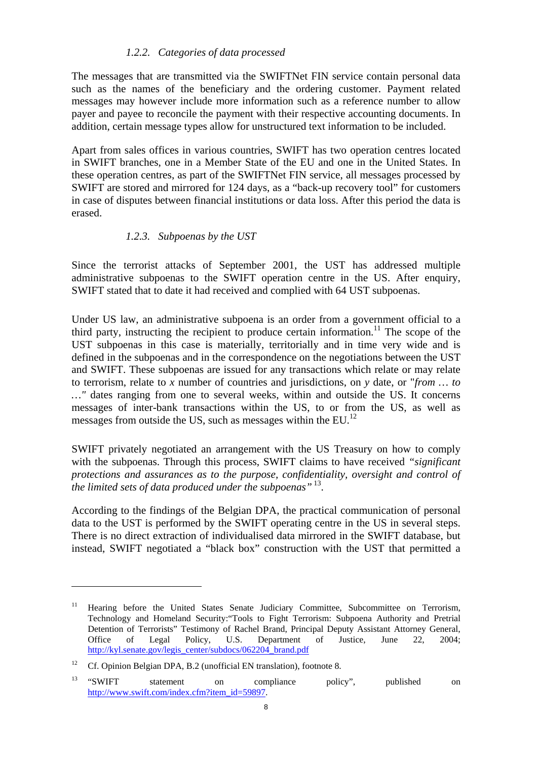### 1.2.2. *Categories of data processed*

The messages that are transmitted via the SWIFTNet FIN service contain personal data such as the names of the beneficiary and the ordering customer. Payment related messages may however include more information such as a reference number to allow payer and payee to reconcile the payment with their respective accounting documents. In addition, certain message types allow for unstructured text information to be included.

Apart from sales offices in various countries, SWIFT has two operation centres located in SWIFT branches, one in a Member State of the EU and one in the United States. In these operation centres, as part of the SWIFTNet FIN service, all messages processed by SWIFT are stored and mirrored for 124 days, as a "back-up recovery tool" for customers in case of disputes between financial institutions or data loss. After this period the data is erased.

### 1.2.3. *Subpoenas by the UST*

Since the terrorist attacks of September 2001, the UST has addressed multiple administrative subpoenas to the SWIFT operation centre in the US. After enquiry, SWIFT stated that to date it had received and complied with 64 UST subpoenas.

Under US law, an administrative subpoena is an order from a government official to a third party, instructing the recipient to produce certain information.[11] The scope of the UST subpoenas in this case is materially, territorially and in time very wide and is defined in the subpoenas and in the correspondence on the negotiations between the UST and SWIFT. These subpoenas are issued for any transactions which relate or may relate to terrorism, relate to *x* number of countries and jurisdictions, on *y* date, or "*from … to …"* dates ranging from one to several weeks, within and outside the US. It concerns messages of inter-bank transactions within the US, to or from the US, as well as messages from outside the US, such as messages within the EU.[12]

SWIFT privately negotiated an arrangement with the US Treasury on how to comply with the subpoenas. Through this process, SWIFT claims to have received *"significant protections and assurances as to the purpose, confidentiality, oversight and control of the limited sets of data produced under the subpoenas"* [13].

According to the findings of the Belgian DPA, the practical communication of personal data to the UST is performed by the SWIFT operating centre in the US in several steps. There is no direct extraction of individualised data mirrored in the SWIFT database, but instead, SWIFT negotiated a "black box" construction with the UST that permitted a

---

[11] Hearing before the United States Senate Judiciary Committee, Subcommittee on Terrorism, Technology and Homeland Security:"Tools to Fight Terrorism: Subpoena Authority and Pretrial Detention of Terrorists" Testimony of Rachel Brand, Principal Deputy Assistant Attorney General, Office of Legal Policy, U.S. Department of Justice, June 22, 2004; http://kyl.senate.gov/legis_center/subdocs/062204_brand.pdf

[12] Cf. Opinion Belgian DPA, B.2 (unofficial EN translation), footnote 8.

[13] "SWIFT statement on compliance policy", published on http://www.swift.com/index.cfm?item_id=59897.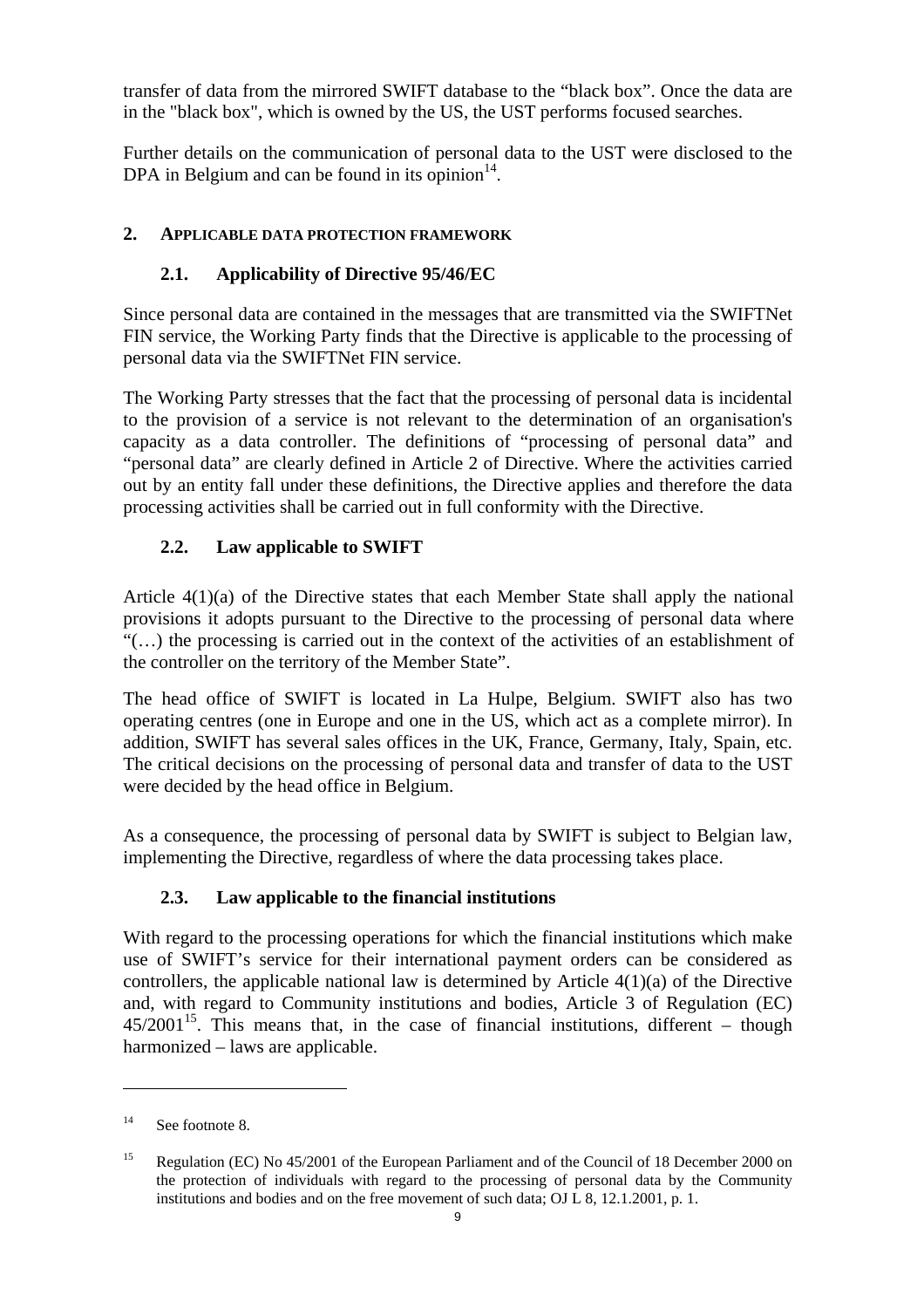transfer of data from the mirrored SWIFT database to the "black box". Once the data are in the "black box", which is owned by the US, the UST performs focused searches.

Further details on the communication of personal data to the UST were disclosed to the DPA in Belgium and can be found in its opinion[14].

## 2. APPLICABLE DATA PROTECTION FRAMEWORK

### 2.1. Applicability of Directive 95/46/EC

Since personal data are contained in the messages that are transmitted via the SWIFTNet FIN service, the Working Party finds that the Directive is applicable to the processing of personal data via the SWIFTNet FIN service.

The Working Party stresses that the fact that the processing of personal data is incidental to the provision of a service is not relevant to the determination of an organisation's capacity as a data controller. The definitions of "processing of personal data" and "personal data" are clearly defined in Article 2 of Directive. Where the activities carried out by an entity fall under these definitions, the Directive applies and therefore the data processing activities shall be carried out in full conformity with the Directive.

### 2.2. Law applicable to SWIFT

Article 4(1)(a) of the Directive states that each Member State shall apply the national provisions it adopts pursuant to the Directive to the processing of personal data where "(…) the processing is carried out in the context of the activities of an establishment of the controller on the territory of the Member State".

The head office of SWIFT is located in La Hulpe, Belgium. SWIFT also has two operating centres (one in Europe and one in the US, which act as a complete mirror). In addition, SWIFT has several sales offices in the UK, France, Germany, Italy, Spain, etc. The critical decisions on the processing of personal data and transfer of data to the UST were decided by the head office in Belgium.

As a consequence, the processing of personal data by SWIFT is subject to Belgian law, implementing the Directive, regardless of where the data processing takes place.

### 2.3. Law applicable to the financial institutions

With regard to the processing operations for which the financial institutions which make use of SWIFT's service for their international payment orders can be considered as controllers, the applicable national law is determined by Article 4(1)(a) of the Directive and, with regard to Community institutions and bodies, Article 3 of Regulation (EC) 45/2001[15]. This means that, in the case of financial institutions, different – though harmonized – laws are applicable.

---

[14] See footnote 8.

[15] Regulation (EC) No 45/2001 of the European Parliament and of the Council of 18 December 2000 on the protection of individuals with regard to the processing of personal data by the Community institutions and bodies and on the free movement of such data; OJ L 8, 12.1.2001, p. 1.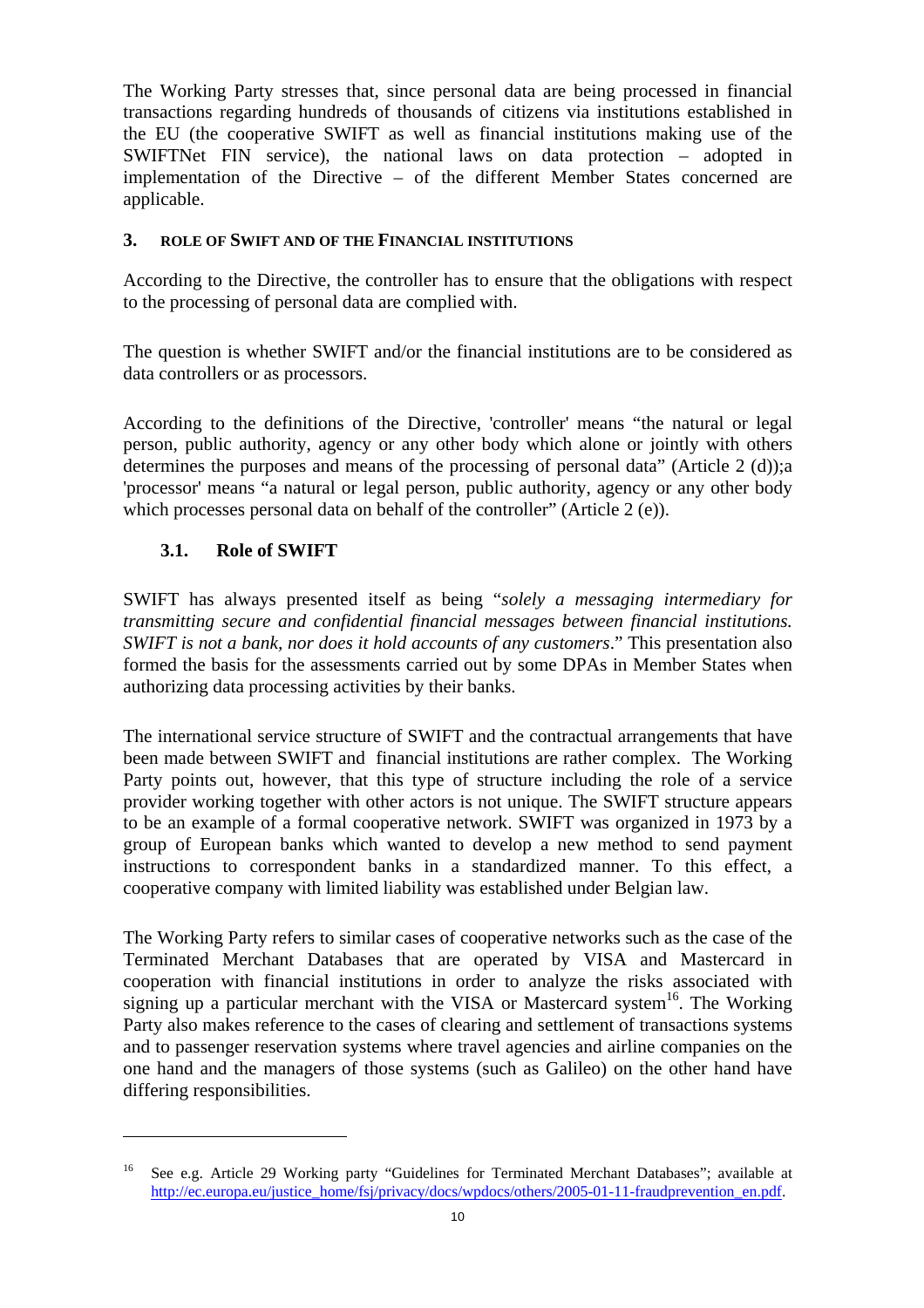The Working Party stresses that, since personal data are being processed in financial transactions regarding hundreds of thousands of citizens via institutions established in the EU (the cooperative SWIFT as well as financial institutions making use of the SWIFTNet FIN service), the national laws on data protection – adopted in implementation of the Directive – of the different Member States concerned are applicable.

## 3. ROLE OF SWIFT AND OF THE FINANCIAL INSTITUTIONS

According to the Directive, the controller has to ensure that the obligations with respect to the processing of personal data are complied with.

The question is whether SWIFT and/or the financial institutions are to be considered as data controllers or as processors.

According to the definitions of the Directive, 'controller' means "the natural or legal person, public authority, agency or any other body which alone or jointly with others determines the purposes and means of the processing of personal data" (Article 2 (d));a 'processor' means "a natural or legal person, public authority, agency or any other body which processes personal data on behalf of the controller" (Article 2 (e)).

### 3.1. Role of SWIFT

SWIFT has always presented itself as being "*solely a messaging intermediary for transmitting secure and confidential financial messages between financial institutions. SWIFT is not a bank, nor does it hold accounts of any customers*." This presentation also formed the basis for the assessments carried out by some DPAs in Member States when authorizing data processing activities by their banks.

The international service structure of SWIFT and the contractual arrangements that have been made between SWIFT and financial institutions are rather complex. The Working Party points out, however, that this type of structure including the role of a service provider working together with other actors is not unique. The SWIFT structure appears to be an example of a formal cooperative network. SWIFT was organized in 1973 by a group of European banks which wanted to develop a new method to send payment instructions to correspondent banks in a standardized manner. To this effect, a cooperative company with limited liability was established under Belgian law.

The Working Party refers to similar cases of cooperative networks such as the case of the Terminated Merchant Databases that are operated by VISA and Mastercard in cooperation with financial institutions in order to analyze the risks associated with signing up a particular merchant with the VISA or Mastercard system[16]. The Working Party also makes reference to the cases of clearing and settlement of transactions systems and to passenger reservation systems where travel agencies and airline companies on the one hand and the managers of those systems (such as Galileo) on the other hand have differing responsibilities.

---

[16] See e.g. Article 29 Working party "Guidelines for Terminated Merchant Databases"; available at http://ec.europa.eu/justice_home/fsj/privacy/docs/wpdocs/others/2005-01-11-fraudprevention_en.pdf.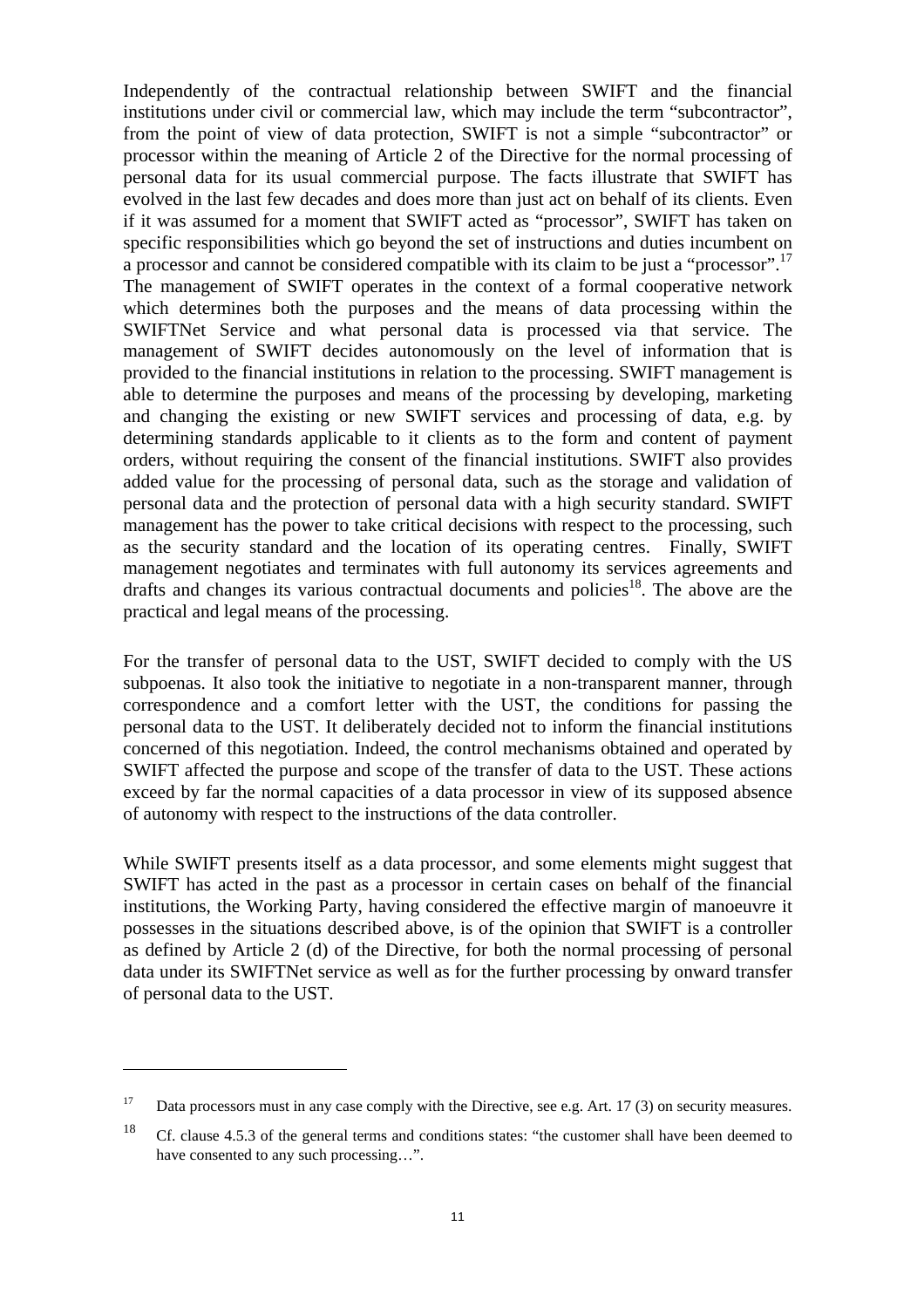Independently of the contractual relationship between SWIFT and the financial institutions under civil or commercial law, which may include the term "subcontractor", from the point of view of data protection, SWIFT is not a simple "subcontractor" or processor within the meaning of Article 2 of the Directive for the normal processing of personal data for its usual commercial purpose. The facts illustrate that SWIFT has evolved in the last few decades and does more than just act on behalf of its clients. Even if it was assumed for a moment that SWIFT acted as "processor", SWIFT has taken on specific responsibilities which go beyond the set of instructions and duties incumbent on a processor and cannot be considered compatible with its claim to be just a "processor".[17] The management of SWIFT operates in the context of a formal cooperative network which determines both the purposes and the means of data processing within the SWIFTNet Service and what personal data is processed via that service. The management of SWIFT decides autonomously on the level of information that is provided to the financial institutions in relation to the processing. SWIFT management is able to determine the purposes and means of the processing by developing, marketing and changing the existing or new SWIFT services and processing of data, e.g. by determining standards applicable to it clients as to the form and content of payment orders, without requiring the consent of the financial institutions. SWIFT also provides added value for the processing of personal data, such as the storage and validation of personal data and the protection of personal data with a high security standard. SWIFT management has the power to take critical decisions with respect to the processing, such as the security standard and the location of its operating centres. Finally, SWIFT management negotiates and terminates with full autonomy its services agreements and drafts and changes its various contractual documents and policies[18]. The above are the practical and legal means of the processing.

For the transfer of personal data to the UST, SWIFT decided to comply with the US subpoenas. It also took the initiative to negotiate in a non-transparent manner, through correspondence and a comfort letter with the UST, the conditions for passing the personal data to the UST. It deliberately decided not to inform the financial institutions concerned of this negotiation. Indeed, the control mechanisms obtained and operated by SWIFT affected the purpose and scope of the transfer of data to the UST. These actions exceed by far the normal capacities of a data processor in view of its supposed absence of autonomy with respect to the instructions of the data controller.

While SWIFT presents itself as a data processor, and some elements might suggest that SWIFT has acted in the past as a processor in certain cases on behalf of the financial institutions, the Working Party, having considered the effective margin of manoeuvre it possesses in the situations described above, is of the opinion that SWIFT is a controller as defined by Article 2 (d) of the Directive, for both the normal processing of personal data under its SWIFTNet service as well as for the further processing by onward transfer of personal data to the UST.

---

[17] Data processors must in any case comply with the Directive, see e.g. Art. 17 (3) on security measures.

[18] Cf. clause 4.5.3 of the general terms and conditions states: "the customer shall have been deemed to have consented to any such processing…".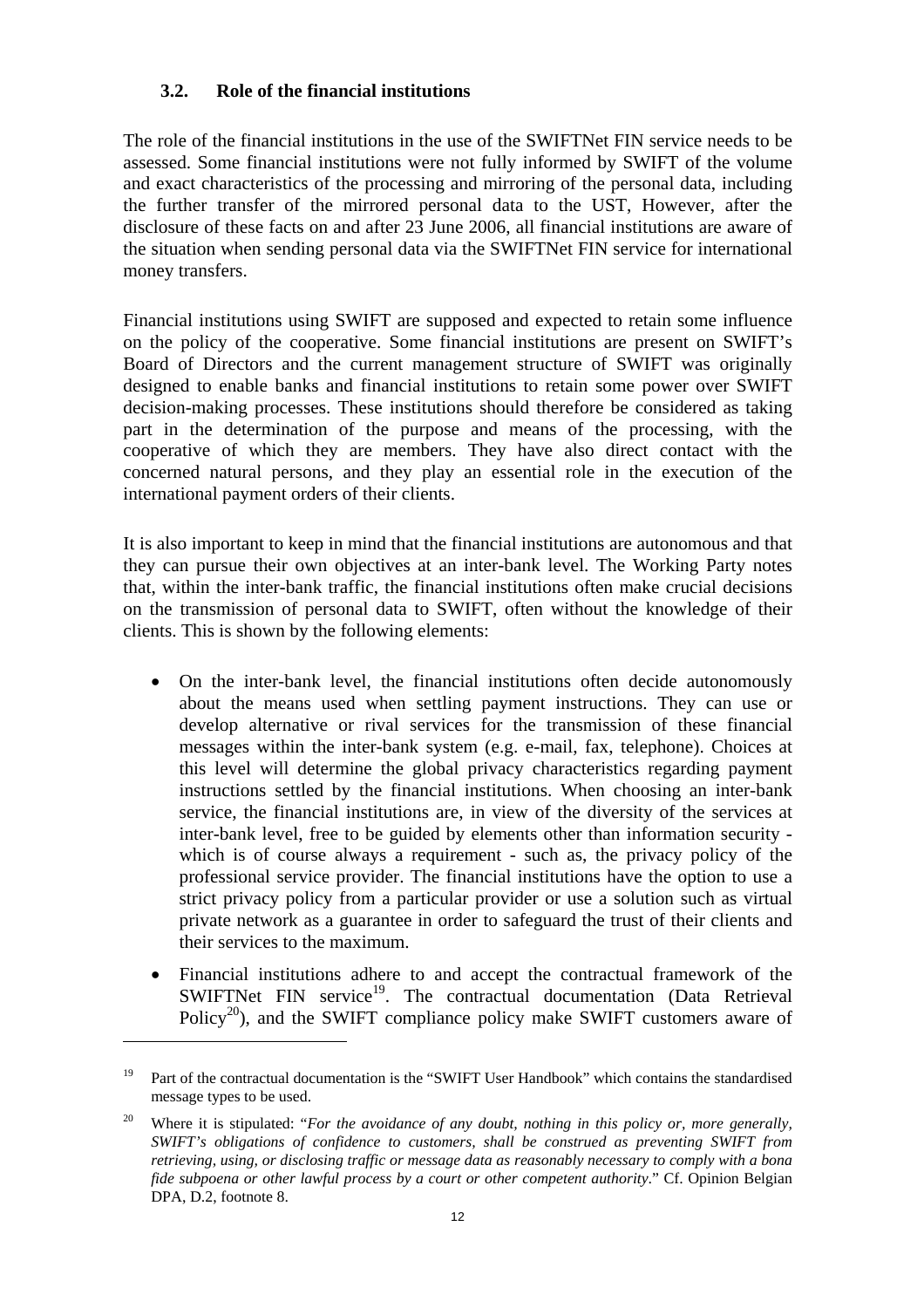### 3.2. Role of the financial institutions

The role of the financial institutions in the use of the SWIFTNet FIN service needs to be assessed. Some financial institutions were not fully informed by SWIFT of the volume and exact characteristics of the processing and mirroring of the personal data, including the further transfer of the mirrored personal data to the UST, However, after the disclosure of these facts on and after 23 June 2006, all financial institutions are aware of the situation when sending personal data via the SWIFTNet FIN service for international money transfers.

Financial institutions using SWIFT are supposed and expected to retain some influence on the policy of the cooperative. Some financial institutions are present on SWIFT's Board of Directors and the current management structure of SWIFT was originally designed to enable banks and financial institutions to retain some power over SWIFT decision-making processes. These institutions should therefore be considered as taking part in the determination of the purpose and means of the processing, with the cooperative of which they are members. They have also direct contact with the concerned natural persons, and they play an essential role in the execution of the international payment orders of their clients.

It is also important to keep in mind that the financial institutions are autonomous and that they can pursue their own objectives at an inter-bank level. The Working Party notes that, within the inter-bank traffic, the financial institutions often make crucial decisions on the transmission of personal data to SWIFT, often without the knowledge of their clients. This is shown by the following elements:

- On the inter-bank level, the financial institutions often decide autonomously about the means used when settling payment instructions. They can use or develop alternative or rival services for the transmission of these financial messages within the inter-bank system (e.g. e-mail, fax, telephone). Choices at this level will determine the global privacy characteristics regarding payment instructions settled by the financial institutions. When choosing an inter-bank service, the financial institutions are, in view of the diversity of the services at inter-bank level, free to be guided by elements other than information security - which is of course always a requirement - such as, the privacy policy of the professional service provider. The financial institutions have the option to use a strict privacy policy from a particular provider or use a solution such as virtual private network as a guarantee in order to safeguard the trust of their clients and their services to the maximum.

- Financial institutions adhere to and accept the contractual framework of the SWIFTNet FIN service[19]. The contractual documentation (Data Retrieval Policy[20]), and the SWIFT compliance policy make SWIFT customers aware of

---

[19] Part of the contractual documentation is the "SWIFT User Handbook" which contains the standardised message types to be used.

[20] Where it is stipulated: "*For the avoidance of any doubt, nothing in this policy or, more generally, SWIFT's obligations of confidence to customers, shall be construed as preventing SWIFT from retrieving, using, or disclosing traffic or message data as reasonably necessary to comply with a bona fide subpoena or other lawful process by a court or other competent authority*." Cf. Opinion Belgian DPA, D.2, footnote 8.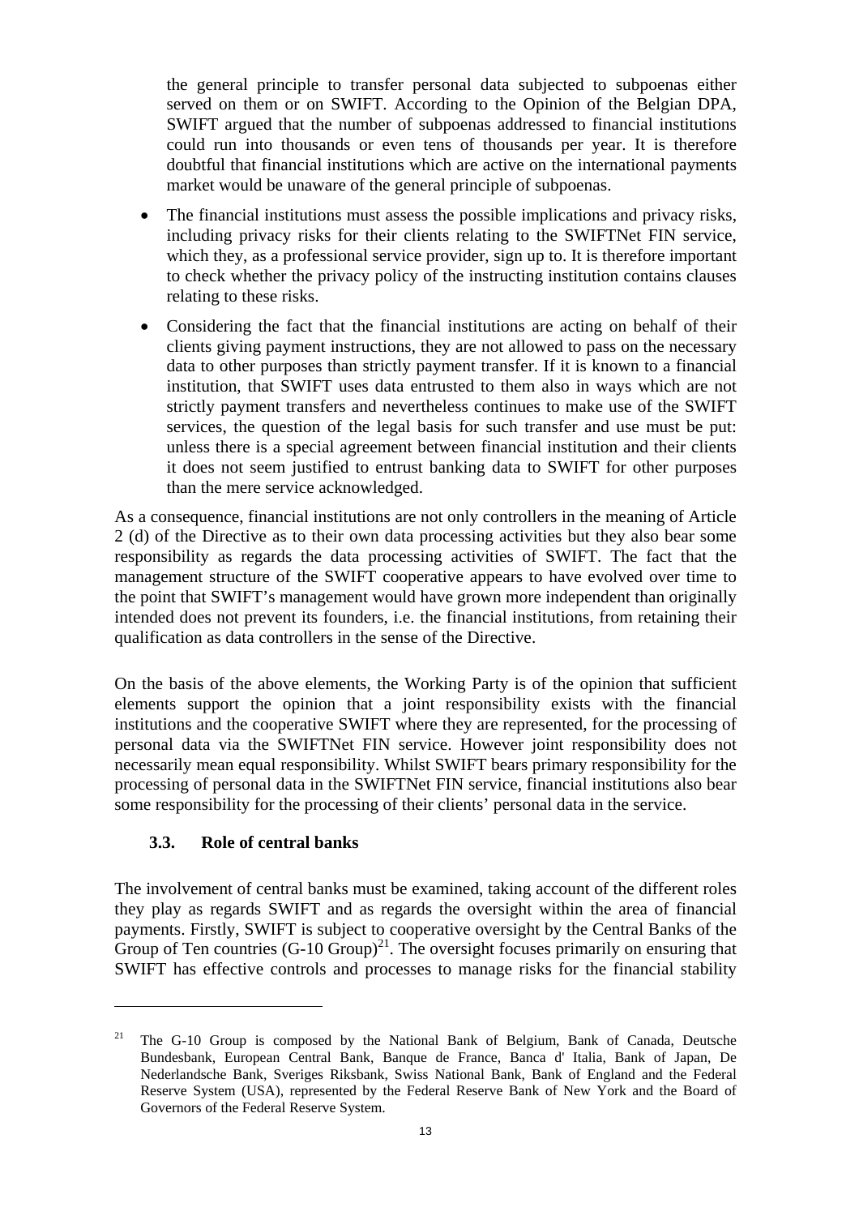the general principle to transfer personal data subjected to subpoenas either served on them or on SWIFT. According to the Opinion of the Belgian DPA, SWIFT argued that the number of subpoenas addressed to financial institutions could run into thousands or even tens of thousands per year. It is therefore doubtful that financial institutions which are active on the international payments market would be unaware of the general principle of subpoenas.

- The financial institutions must assess the possible implications and privacy risks, including privacy risks for their clients relating to the SWIFTNet FIN service, which they, as a professional service provider, sign up to. It is therefore important to check whether the privacy policy of the instructing institution contains clauses relating to these risks.
- Considering the fact that the financial institutions are acting on behalf of their clients giving payment instructions, they are not allowed to pass on the necessary data to other purposes than strictly payment transfer. If it is known to a financial institution, that SWIFT uses data entrusted to them also in ways which are not strictly payment transfers and nevertheless continues to make use of the SWIFT services, the question of the legal basis for such transfer and use must be put: unless there is a special agreement between financial institution and their clients it does not seem justified to entrust banking data to SWIFT for other purposes than the mere service acknowledged.

As a consequence, financial institutions are not only controllers in the meaning of Article 2 (d) of the Directive as to their own data processing activities but they also bear some responsibility as regards the data processing activities of SWIFT. The fact that the management structure of the SWIFT cooperative appears to have evolved over time to the point that SWIFT's management would have grown more independent than originally intended does not prevent its founders, i.e. the financial institutions, from retaining their qualification as data controllers in the sense of the Directive.

On the basis of the above elements, the Working Party is of the opinion that sufficient elements support the opinion that a joint responsibility exists with the financial institutions and the cooperative SWIFT where they are represented, for the processing of personal data via the SWIFTNet FIN service. However joint responsibility does not necessarily mean equal responsibility. Whilst SWIFT bears primary responsibility for the processing of personal data in the SWIFTNet FIN service, financial institutions also bear some responsibility for the processing of their clients' personal data in the service.

### 3.3. Role of central banks

The involvement of central banks must be examined, taking account of the different roles they play as regards SWIFT and as regards the oversight within the area of financial payments. Firstly, SWIFT is subject to cooperative oversight by the Central Banks of the Group of Ten countries (G-10 Group)[21]. The oversight focuses primarily on ensuring that SWIFT has effective controls and processes to manage risks for the financial stability

---

[21] The G-10 Group is composed by the National Bank of Belgium, Bank of Canada, Deutsche Bundesbank, European Central Bank, Banque de France, Banca d' Italia, Bank of Japan, De Nederlandsche Bank, Sveriges Riksbank, Swiss National Bank, Bank of England and the Federal Reserve System (USA), represented by the Federal Reserve Bank of New York and the Board of Governors of the Federal Reserve System.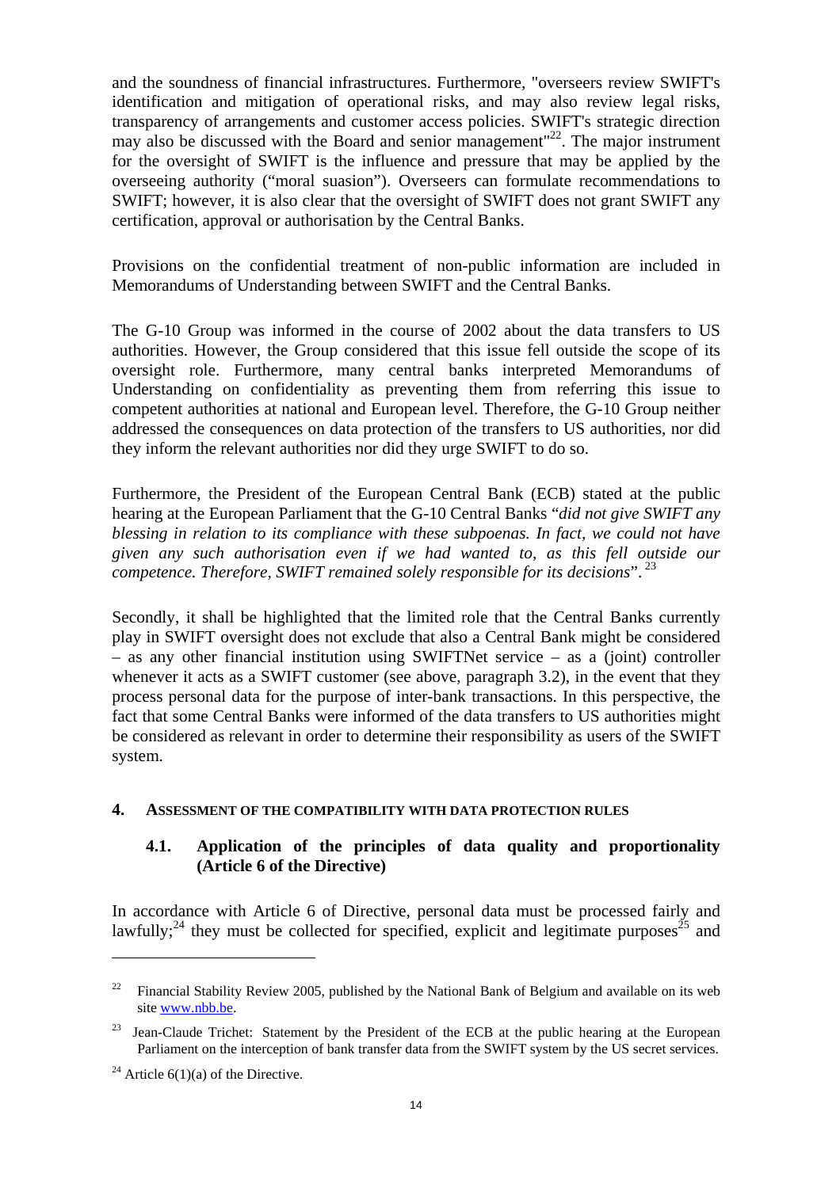and the soundness of financial infrastructures. Furthermore, "overseers review SWIFT's identification and mitigation of operational risks, and may also review legal risks, transparency of arrangements and customer access policies. SWIFT's strategic direction may also be discussed with the Board and senior management"[22]. The major instrument for the oversight of SWIFT is the influence and pressure that may be applied by the overseeing authority ("moral suasion"). Overseers can formulate recommendations to SWIFT; however, it is also clear that the oversight of SWIFT does not grant SWIFT any certification, approval or authorisation by the Central Banks.

Provisions on the confidential treatment of non-public information are included in Memorandums of Understanding between SWIFT and the Central Banks.

The G-10 Group was informed in the course of 2002 about the data transfers to US authorities. However, the Group considered that this issue fell outside the scope of its oversight role. Furthermore, many central banks interpreted Memorandums of Understanding on confidentiality as preventing them from referring this issue to competent authorities at national and European level. Therefore, the G-10 Group neither addressed the consequences on data protection of the transfers to US authorities, nor did they inform the relevant authorities nor did they urge SWIFT to do so.

Furthermore, the President of the European Central Bank (ECB) stated at the public hearing at the European Parliament that the G-10 Central Banks "*did not give SWIFT any blessing in relation to its compliance with these subpoenas. In fact, we could not have given any such authorisation even if we had wanted to, as this fell outside our competence. Therefore, SWIFT remained solely responsible for its decisions*".[23]

Secondly, it shall be highlighted that the limited role that the Central Banks currently play in SWIFT oversight does not exclude that also a Central Bank might be considered – as any other financial institution using SWIFTNet service – as a (joint) controller whenever it acts as a SWIFT customer (see above, paragraph 3.2), in the event that they process personal data for the purpose of inter-bank transactions. In this perspective, the fact that some Central Banks were informed of the data transfers to US authorities might be considered as relevant in order to determine their responsibility as users of the SWIFT system.

## 4. Assessment of the compatibility with data protection rules

### 4.1. Application of the principles of data quality and proportionality (Article 6 of the Directive)

In accordance with Article 6 of Directive, personal data must be processed fairly and lawfully;[24] they must be collected for specified, explicit and legitimate purposes[25] and

---

[22] Financial Stability Review 2005, published by the National Bank of Belgium and available on its web site www.nbb.be.

[23] Jean-Claude Trichet: Statement by the President of the ECB at the public hearing at the European Parliament on the interception of bank transfer data from the SWIFT system by the US secret services.

[24] Article 6(1)(a) of the Directive.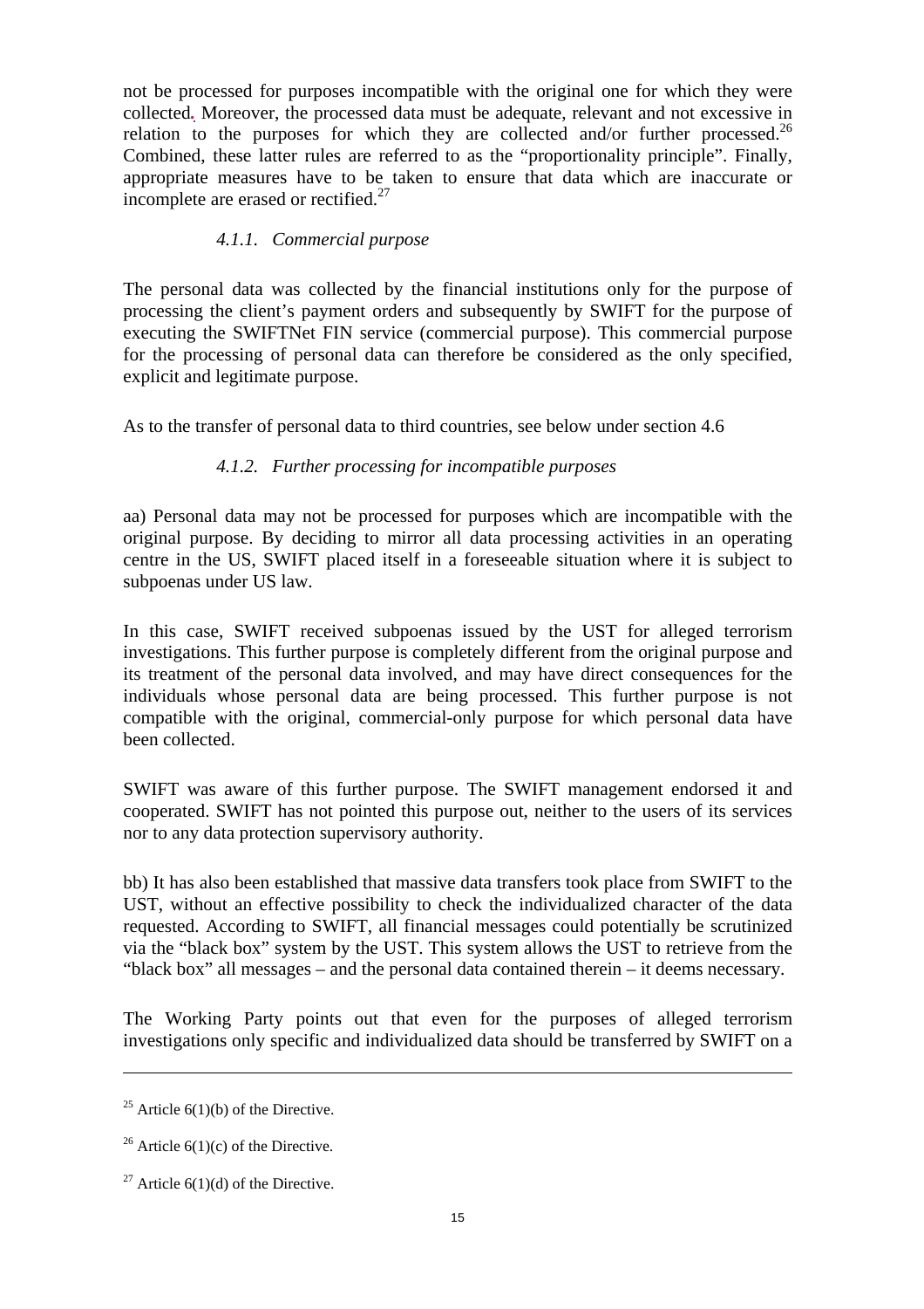not be processed for purposes incompatible with the original one for which they were collected. Moreover, the processed data must be adequate, relevant and not excessive in relation to the purposes for which they are collected and/or further processed.[26] Combined, these latter rules are referred to as the "proportionality principle". Finally, appropriate measures have to be taken to ensure that data which are inaccurate or incomplete are erased or rectified.[27]

#### *4.1.1. Commercial purpose*

The personal data was collected by the financial institutions only for the purpose of processing the client's payment orders and subsequently by SWIFT for the purpose of executing the SWIFTNet FIN service (commercial purpose). This commercial purpose for the processing of personal data can therefore be considered as the only specified, explicit and legitimate purpose.

As to the transfer of personal data to third countries, see below under section 4.6

#### *4.1.2. Further processing for incompatible purposes*

aa) Personal data may not be processed for purposes which are incompatible with the original purpose. By deciding to mirror all data processing activities in an operating centre in the US, SWIFT placed itself in a foreseeable situation where it is subject to subpoenas under US law.

In this case, SWIFT received subpoenas issued by the UST for alleged terrorism investigations. This further purpose is completely different from the original purpose and its treatment of the personal data involved, and may have direct consequences for the individuals whose personal data are being processed. This further purpose is not compatible with the original, commercial-only purpose for which personal data have been collected.

SWIFT was aware of this further purpose. The SWIFT management endorsed it and cooperated. SWIFT has not pointed this purpose out, neither to the users of its services nor to any data protection supervisory authority.

bb) It has also been established that massive data transfers took place from SWIFT to the UST, without an effective possibility to check the individualized character of the data requested. According to SWIFT, all financial messages could potentially be scrutinized via the "black box" system by the UST. This system allows the UST to retrieve from the "black box" all messages – and the personal data contained therein – it deems necessary.

The Working Party points out that even for the purposes of alleged terrorism investigations only specific and individualized data should be transferred by SWIFT on a

---

[25] Article 6(1)(b) of the Directive.

[26] Article 6(1)(c) of the Directive.

[27] Article 6(1)(d) of the Directive.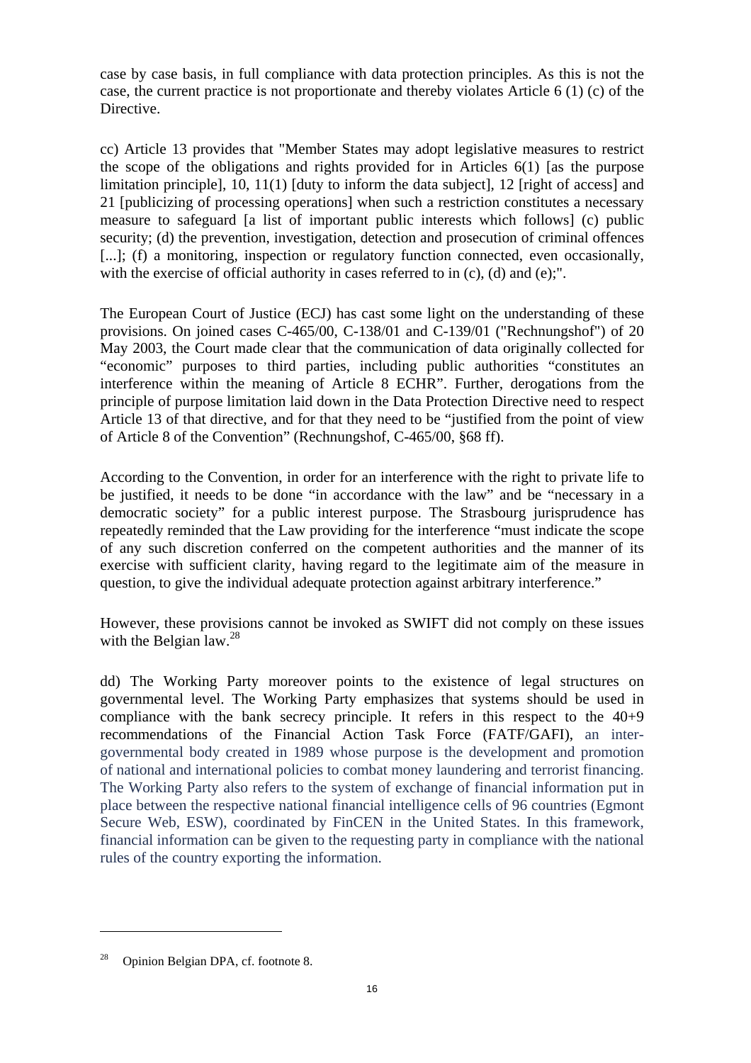case by case basis, in full compliance with data protection principles. As this is not the case, the current practice is not proportionate and thereby violates Article 6 (1) (c) of the Directive.

cc) Article 13 provides that "Member States may adopt legislative measures to restrict the scope of the obligations and rights provided for in Articles 6(1) [as the purpose limitation principle], 10, 11(1) [duty to inform the data subject], 12 [right of access] and 21 [publicizing of processing operations] when such a restriction constitutes a necessary measure to safeguard [a list of important public interests which follows] (c) public security; (d) the prevention, investigation, detection and prosecution of criminal offences [...]; (f) a monitoring, inspection or regulatory function connected, even occasionally, with the exercise of official authority in cases referred to in (c), (d) and (e);".

The European Court of Justice (ECJ) has cast some light on the understanding of these provisions. On joined cases C-465/00, C-138/01 and C-139/01 ("Rechnungshof") of 20 May 2003, the Court made clear that the communication of data originally collected for "economic" purposes to third parties, including public authorities "constitutes an interference within the meaning of Article 8 ECHR". Further, derogations from the principle of purpose limitation laid down in the Data Protection Directive need to respect Article 13 of that directive, and for that they need to be "justified from the point of view of Article 8 of the Convention" (Rechnungshof, C-465/00, §68 ff).

According to the Convention, in order for an interference with the right to private life to be justified, it needs to be done "in accordance with the law" and be "necessary in a democratic society" for a public interest purpose. The Strasbourg jurisprudence has repeatedly reminded that the Law providing for the interference "must indicate the scope of any such discretion conferred on the competent authorities and the manner of its exercise with sufficient clarity, having regard to the legitimate aim of the measure in question, to give the individual adequate protection against arbitrary interference."

However, these provisions cannot be invoked as SWIFT did not comply on these issues with the Belgian law.[28]

dd) The Working Party moreover points to the existence of legal structures on governmental level. The Working Party emphasizes that systems should be used in compliance with the bank secrecy principle. It refers in this respect to the 40+9 recommendations of the Financial Action Task Force (FATF/GAFI), an inter-governmental body created in 1989 whose purpose is the development and promotion of national and international policies to combat money laundering and terrorist financing. The Working Party also refers to the system of exchange of financial information put in place between the respective national financial intelligence cells of 96 countries (Egmont Secure Web, ESW), coordinated by FinCEN in the United States. In this framework, financial information can be given to the requesting party in compliance with the national rules of the country exporting the information.

---

[28] Opinion Belgian DPA, cf. footnote 8.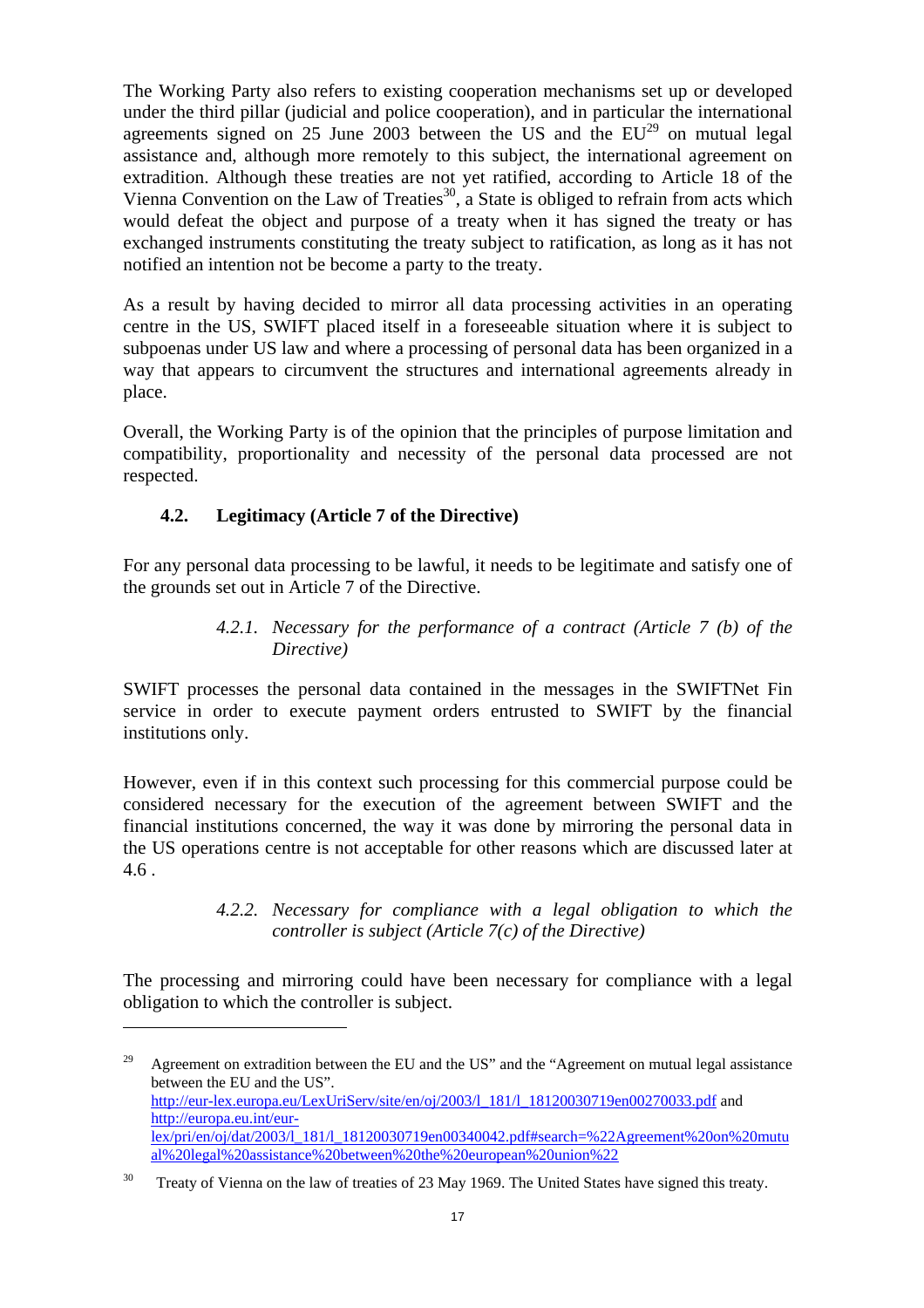The Working Party also refers to existing cooperation mechanisms set up or developed under the third pillar (judicial and police cooperation), and in particular the international agreements signed on 25 June 2003 between the US and the EU[29] on mutual legal assistance and, although more remotely to this subject, the international agreement on extradition. Although these treaties are not yet ratified, according to Article 18 of the Vienna Convention on the Law of Treaties[30], a State is obliged to refrain from acts which would defeat the object and purpose of a treaty when it has signed the treaty or has exchanged instruments constituting the treaty subject to ratification, as long as it has not notified an intention not be become a party to the treaty.

As a result by having decided to mirror all data processing activities in an operating centre in the US, SWIFT placed itself in a foreseeable situation where it is subject to subpoenas under US law and where a processing of personal data has been organized in a way that appears to circumvent the structures and international agreements already in place.

Overall, the Working Party is of the opinion that the principles of purpose limitation and compatibility, proportionality and necessity of the personal data processed are not respected.

### 4.2. Legitimacy (Article 7 of the Directive)

For any personal data processing to be lawful, it needs to be legitimate and satisfy one of the grounds set out in Article 7 of the Directive.

#### *4.2.1. Necessary for the performance of a contract (Article 7 (b) of the Directive)*

SWIFT processes the personal data contained in the messages in the SWIFTNet Fin service in order to execute payment orders entrusted to SWIFT by the financial institutions only.

However, even if in this context such processing for this commercial purpose could be considered necessary for the execution of the agreement between SWIFT and the financial institutions concerned, the way it was done by mirroring the personal data in the US operations centre is not acceptable for other reasons which are discussed later at 4.6 .

#### *4.2.2. Necessary for compliance with a legal obligation to which the controller is subject (Article 7(c) of the Directive)*

The processing and mirroring could have been necessary for compliance with a legal obligation to which the controller is subject.

---

[29] Agreement on extradition between the EU and the US" and the "Agreement on mutual legal assistance between the EU and the US". http://eur-lex.europa.eu/LexUriServ/site/en/oj/2003/l_181/l_18120030719en00270033.pdf and http://europa.eu.int/eur-lex/pri/en/oj/dat/2003/l_181/l_18120030719en00340042.pdf#search=%22Agreement%20on%20mutual%20legal%20assistance%20between%20the%20european%20union%22

[30] Treaty of Vienna on the law of treaties of 23 May 1969. The United States have signed this treaty.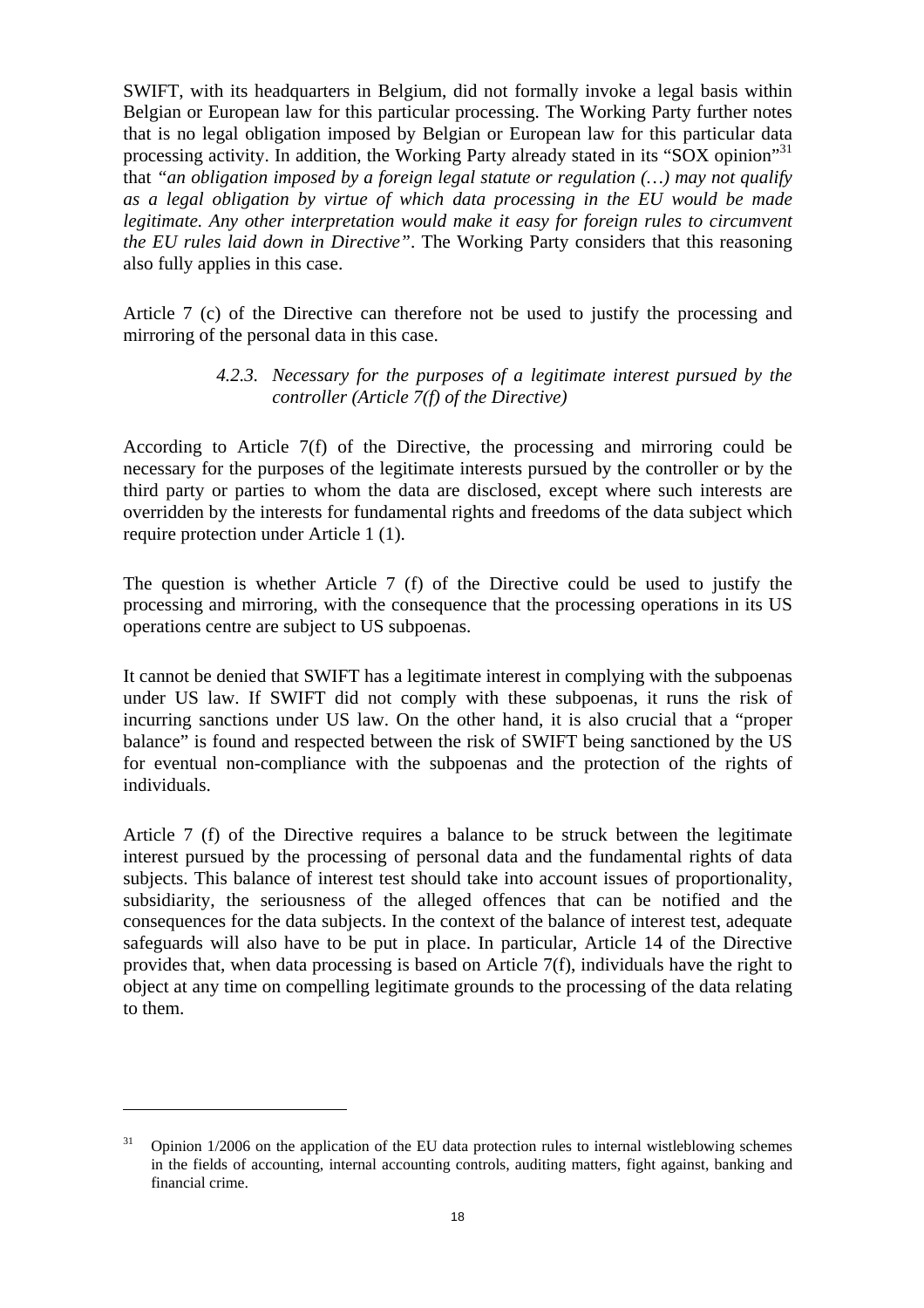SWIFT, with its headquarters in Belgium, did not formally invoke a legal basis within Belgian or European law for this particular processing. The Working Party further notes that is no legal obligation imposed by Belgian or European law for this particular data processing activity. In addition, the Working Party already stated in its "SOX opinion"[31] that *"an obligation imposed by a foreign legal statute or regulation (…) may not qualify as a legal obligation by virtue of which data processing in the EU would be made legitimate. Any other interpretation would make it easy for foreign rules to circumvent the EU rules laid down in Directive"*. The Working Party considers that this reasoning also fully applies in this case.

Article 7 (c) of the Directive can therefore not be used to justify the processing and mirroring of the personal data in this case.

#### *4.2.3. Necessary for the purposes of a legitimate interest pursued by the controller (Article 7(f) of the Directive)*

According to Article 7(f) of the Directive, the processing and mirroring could be necessary for the purposes of the legitimate interests pursued by the controller or by the third party or parties to whom the data are disclosed, except where such interests are overridden by the interests for fundamental rights and freedoms of the data subject which require protection under Article 1 (1).

The question is whether Article 7 (f) of the Directive could be used to justify the processing and mirroring, with the consequence that the processing operations in its US operations centre are subject to US subpoenas.

It cannot be denied that SWIFT has a legitimate interest in complying with the subpoenas under US law. If SWIFT did not comply with these subpoenas, it runs the risk of incurring sanctions under US law. On the other hand, it is also crucial that a "proper balance" is found and respected between the risk of SWIFT being sanctioned by the US for eventual non-compliance with the subpoenas and the protection of the rights of individuals.

Article 7 (f) of the Directive requires a balance to be struck between the legitimate interest pursued by the processing of personal data and the fundamental rights of data subjects. This balance of interest test should take into account issues of proportionality, subsidiarity, the seriousness of the alleged offences that can be notified and the consequences for the data subjects. In the context of the balance of interest test, adequate safeguards will also have to be put in place. In particular, Article 14 of the Directive provides that, when data processing is based on Article 7(f), individuals have the right to object at any time on compelling legitimate grounds to the processing of the data relating to them.

---

[31] Opinion 1/2006 on the application of the EU data protection rules to internal wistleblowing schemes in the fields of accounting, internal accounting controls, auditing matters, fight against, banking and financial crime.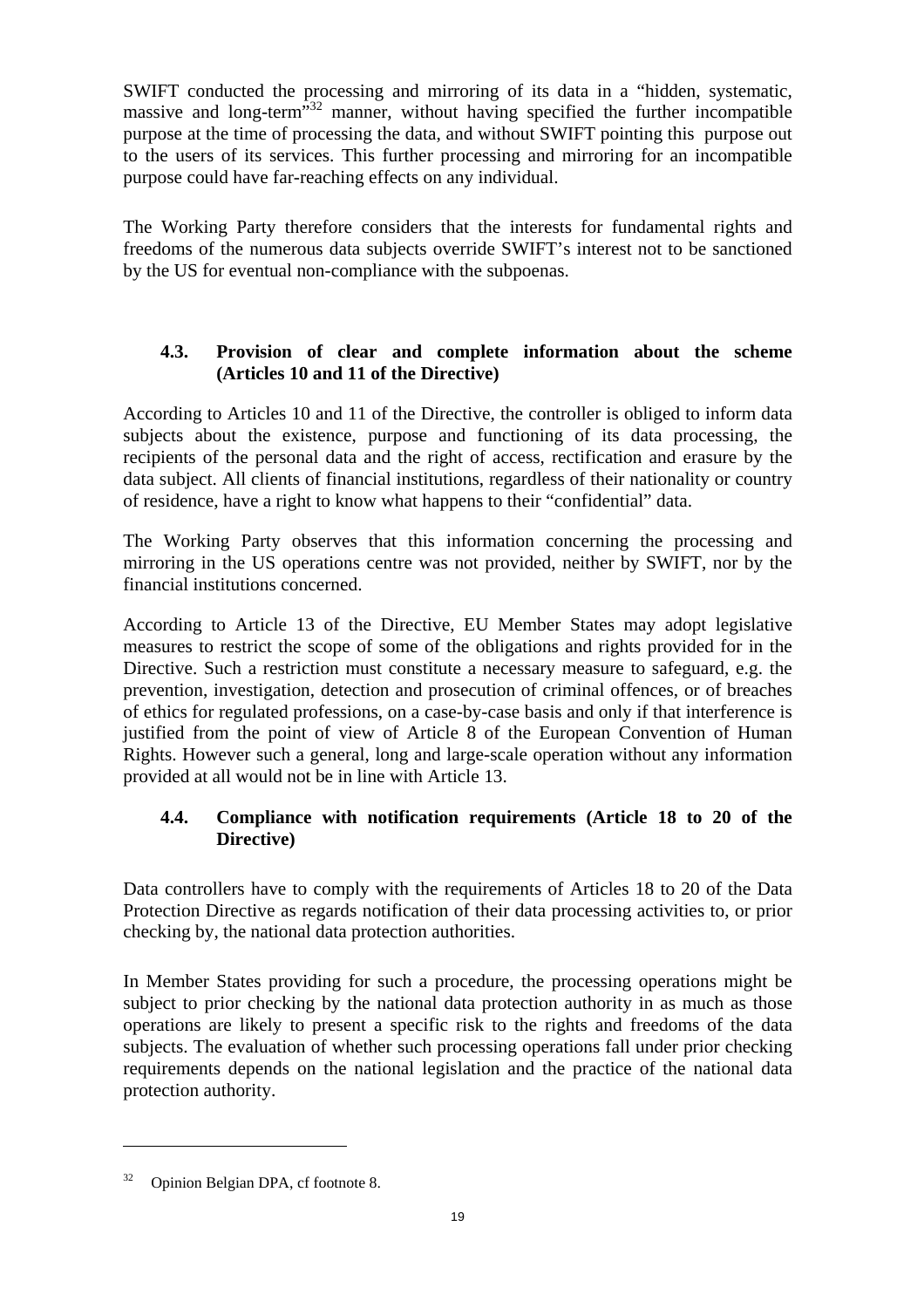SWIFT conducted the processing and mirroring of its data in a "hidden, systematic, massive and long-term"[32] manner, without having specified the further incompatible purpose at the time of processing the data, and without SWIFT pointing this purpose out to the users of its services. This further processing and mirroring for an incompatible purpose could have far-reaching effects on any individual.

The Working Party therefore considers that the interests for fundamental rights and freedoms of the numerous data subjects override SWIFT's interest not to be sanctioned by the US for eventual non-compliance with the subpoenas.

### 4.3. Provision of clear and complete information about the scheme (Articles 10 and 11 of the Directive)

According to Articles 10 and 11 of the Directive, the controller is obliged to inform data subjects about the existence, purpose and functioning of its data processing, the recipients of the personal data and the right of access, rectification and erasure by the data subject. All clients of financial institutions, regardless of their nationality or country of residence, have a right to know what happens to their "confidential" data.

The Working Party observes that this information concerning the processing and mirroring in the US operations centre was not provided, neither by SWIFT, nor by the financial institutions concerned.

According to Article 13 of the Directive, EU Member States may adopt legislative measures to restrict the scope of some of the obligations and rights provided for in the Directive. Such a restriction must constitute a necessary measure to safeguard, e.g. the prevention, investigation, detection and prosecution of criminal offences, or of breaches of ethics for regulated professions, on a case-by-case basis and only if that interference is justified from the point of view of Article 8 of the European Convention of Human Rights. However such a general, long and large-scale operation without any information provided at all would not be in line with Article 13.

### 4.4. Compliance with notification requirements (Article 18 to 20 of the Directive)

Data controllers have to comply with the requirements of Articles 18 to 20 of the Data Protection Directive as regards notification of their data processing activities to, or prior checking by, the national data protection authorities.

In Member States providing for such a procedure, the processing operations might be subject to prior checking by the national data protection authority in as much as those operations are likely to present a specific risk to the rights and freedoms of the data subjects. The evaluation of whether such processing operations fall under prior checking requirements depends on the national legislation and the practice of the national data protection authority.

---

[32] Opinion Belgian DPA, cf footnote 8.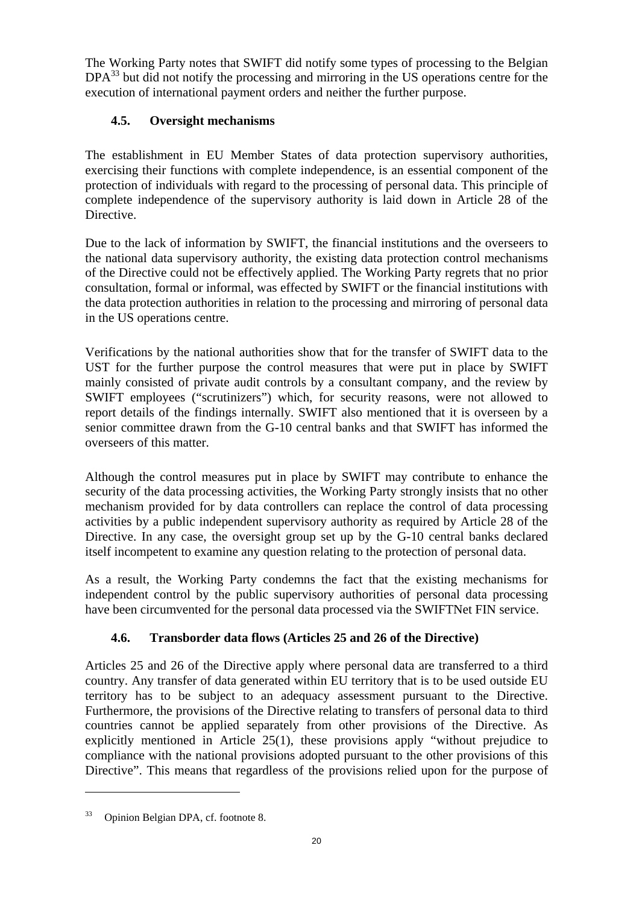The Working Party notes that SWIFT did notify some types of processing to the Belgian DPA[33] but did not notify the processing and mirroring in the US operations centre for the execution of international payment orders and neither the further purpose.

### 4.5. Oversight mechanisms

The establishment in EU Member States of data protection supervisory authorities, exercising their functions with complete independence, is an essential component of the protection of individuals with regard to the processing of personal data. This principle of complete independence of the supervisory authority is laid down in Article 28 of the Directive.

Due to the lack of information by SWIFT, the financial institutions and the overseers to the national data supervisory authority, the existing data protection control mechanisms of the Directive could not be effectively applied. The Working Party regrets that no prior consultation, formal or informal, was effected by SWIFT or the financial institutions with the data protection authorities in relation to the processing and mirroring of personal data in the US operations centre.

Verifications by the national authorities show that for the transfer of SWIFT data to the UST for the further purpose the control measures that were put in place by SWIFT mainly consisted of private audit controls by a consultant company, and the review by SWIFT employees ("scrutinizers") which, for security reasons, were not allowed to report details of the findings internally. SWIFT also mentioned that it is overseen by a senior committee drawn from the G-10 central banks and that SWIFT has informed the overseers of this matter.

Although the control measures put in place by SWIFT may contribute to enhance the security of the data processing activities, the Working Party strongly insists that no other mechanism provided for by data controllers can replace the control of data processing activities by a public independent supervisory authority as required by Article 28 of the Directive. In any case, the oversight group set up by the G-10 central banks declared itself incompetent to examine any question relating to the protection of personal data.

As a result, the Working Party condemns the fact that the existing mechanisms for independent control by the public supervisory authorities of personal data processing have been circumvented for the personal data processed via the SWIFTNet FIN service.

### 4.6. Transborder data flows (Articles 25 and 26 of the Directive)

Articles 25 and 26 of the Directive apply where personal data are transferred to a third country. Any transfer of data generated within EU territory that is to be used outside EU territory has to be subject to an adequacy assessment pursuant to the Directive. Furthermore, the provisions of the Directive relating to transfers of personal data to third countries cannot be applied separately from other provisions of the Directive. As explicitly mentioned in Article 25(1), these provisions apply "without prejudice to compliance with the national provisions adopted pursuant to the other provisions of this Directive". This means that regardless of the provisions relied upon for the purpose of

---

[33] Opinion Belgian DPA, cf. footnote 8.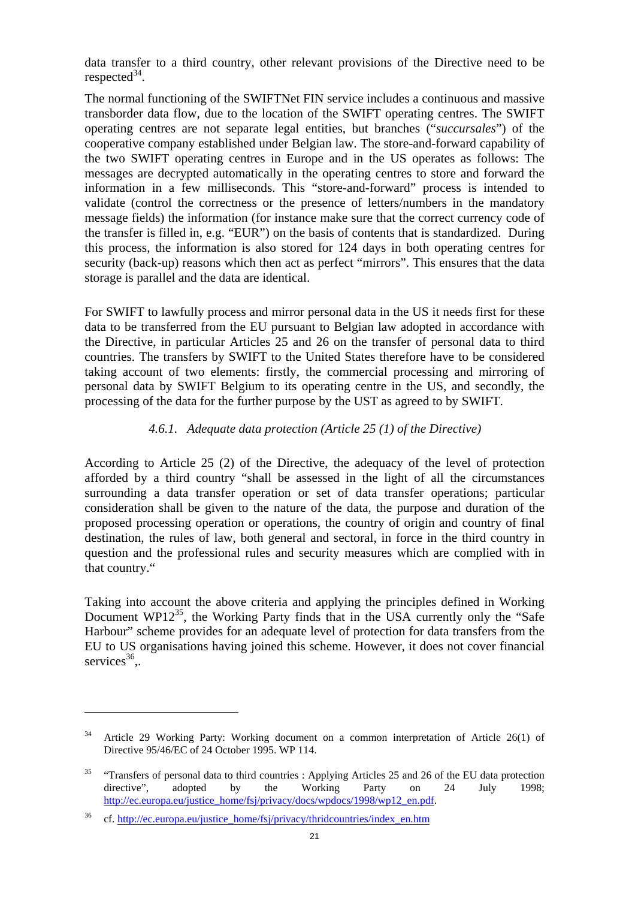data transfer to a third country, other relevant provisions of the Directive need to be respected[34].

The normal functioning of the SWIFTNet FIN service includes a continuous and massive transborder data flow, due to the location of the SWIFT operating centres. The SWIFT operating centres are not separate legal entities, but branches ("*succursales*") of the cooperative company established under Belgian law. The store-and-forward capability of the two SWIFT operating centres in Europe and in the US operates as follows: The messages are decrypted automatically in the operating centres to store and forward the information in a few milliseconds. This "store-and-forward" process is intended to validate (control the correctness or the presence of letters/numbers in the mandatory message fields) the information (for instance make sure that the correct currency code of the transfer is filled in, e.g. "EUR") on the basis of contents that is standardized. During this process, the information is also stored for 124 days in both operating centres for security (back-up) reasons which then act as perfect "mirrors". This ensures that the data storage is parallel and the data are identical.

For SWIFT to lawfully process and mirror personal data in the US it needs first for these data to be transferred from the EU pursuant to Belgian law adopted in accordance with the Directive, in particular Articles 25 and 26 on the transfer of personal data to third countries. The transfers by SWIFT to the United States therefore have to be considered taking account of two elements: firstly, the commercial processing and mirroring of personal data by SWIFT Belgium to its operating centre in the US, and secondly, the processing of the data for the further purpose by the UST as agreed to by SWIFT.

#### *4.6.1. Adequate data protection (Article 25 (1) of the Directive)*

According to Article 25 (2) of the Directive, the adequacy of the level of protection afforded by a third country "shall be assessed in the light of all the circumstances surrounding a data transfer operation or set of data transfer operations; particular consideration shall be given to the nature of the data, the purpose and duration of the proposed processing operation or operations, the country of origin and country of final destination, the rules of law, both general and sectoral, in force in the third country in question and the professional rules and security measures which are complied with in that country."

Taking into account the above criteria and applying the principles defined in Working Document WP12[35], the Working Party finds that in the USA currently only the "Safe Harbour" scheme provides for an adequate level of protection for data transfers from the EU to US organisations having joined this scheme. However, it does not cover financial services[36],.

---

[34] Article 29 Working Party: Working document on a common interpretation of Article 26(1) of Directive 95/46/EC of 24 October 1995. WP 114.

[35] "Transfers of personal data to third countries : Applying Articles 25 and 26 of the EU data protection directive", adopted by the Working Party on 24 July 1998; http://ec.europa.eu/justice_home/fsj/privacy/docs/wpdocs/1998/wp12_en.pdf.

[36] cf. http://ec.europa.eu/justice_home/fsj/privacy/thridcountries/index_en.htm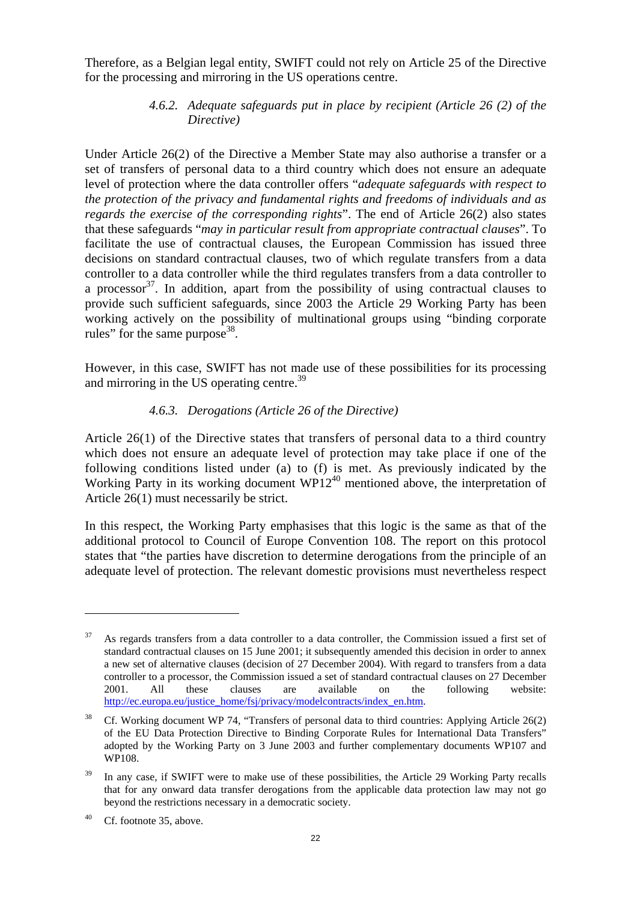Therefore, as a Belgian legal entity, SWIFT could not rely on Article 25 of the Directive for the processing and mirroring in the US operations centre.

#### *4.6.2. Adequate safeguards put in place by recipient (Article 26 (2) of the Directive)*

Under Article 26(2) of the Directive a Member State may also authorise a transfer or a set of transfers of personal data to a third country which does not ensure an adequate level of protection where the data controller offers "*adequate safeguards with respect to the protection of the privacy and fundamental rights and freedoms of individuals and as regards the exercise of the corresponding rights*". The end of Article 26(2) also states that these safeguards "*may in particular result from appropriate contractual clauses*". To facilitate the use of contractual clauses, the European Commission has issued three decisions on standard contractual clauses, two of which regulate transfers from a data controller to a data controller while the third regulates transfers from a data controller to a processor[37]. In addition, apart from the possibility of using contractual clauses to provide such sufficient safeguards, since 2003 the Article 29 Working Party has been working actively on the possibility of multinational groups using "binding corporate rules" for the same purpose[38].

However, in this case, SWIFT has not made use of these possibilities for its processing and mirroring in the US operating centre.[39]

#### *4.6.3. Derogations (Article 26 of the Directive)*

Article 26(1) of the Directive states that transfers of personal data to a third country which does not ensure an adequate level of protection may take place if one of the following conditions listed under (a) to (f) is met. As previously indicated by the Working Party in its working document WP12[40] mentioned above, the interpretation of Article 26(1) must necessarily be strict.

In this respect, the Working Party emphasises that this logic is the same as that of the additional protocol to Council of Europe Convention 108. The report on this protocol states that "the parties have discretion to determine derogations from the principle of an adequate level of protection. The relevant domestic provisions must nevertheless respect

---

[37] As regards transfers from a data controller to a data controller, the Commission issued a first set of standard contractual clauses on 15 June 2001; it subsequently amended this decision in order to annex a new set of alternative clauses (decision of 27 December 2004). With regard to transfers from a data controller to a processor, the Commission issued a set of standard contractual clauses on 27 December 2001. All these clauses are available on the following website: http://ec.europa.eu/justice_home/fsj/privacy/modelcontracts/index_en.htm.

[38] Cf. Working document WP 74, "Transfers of personal data to third countries: Applying Article 26(2) of the EU Data Protection Directive to Binding Corporate Rules for International Data Transfers" adopted by the Working Party on 3 June 2003 and further complementary documents WP107 and WP108.

[39] In any case, if SWIFT were to make use of these possibilities, the Article 29 Working Party recalls that for any onward data transfer derogations from the applicable data protection law may not go beyond the restrictions necessary in a democratic society.

[40] Cf. footnote 35, above.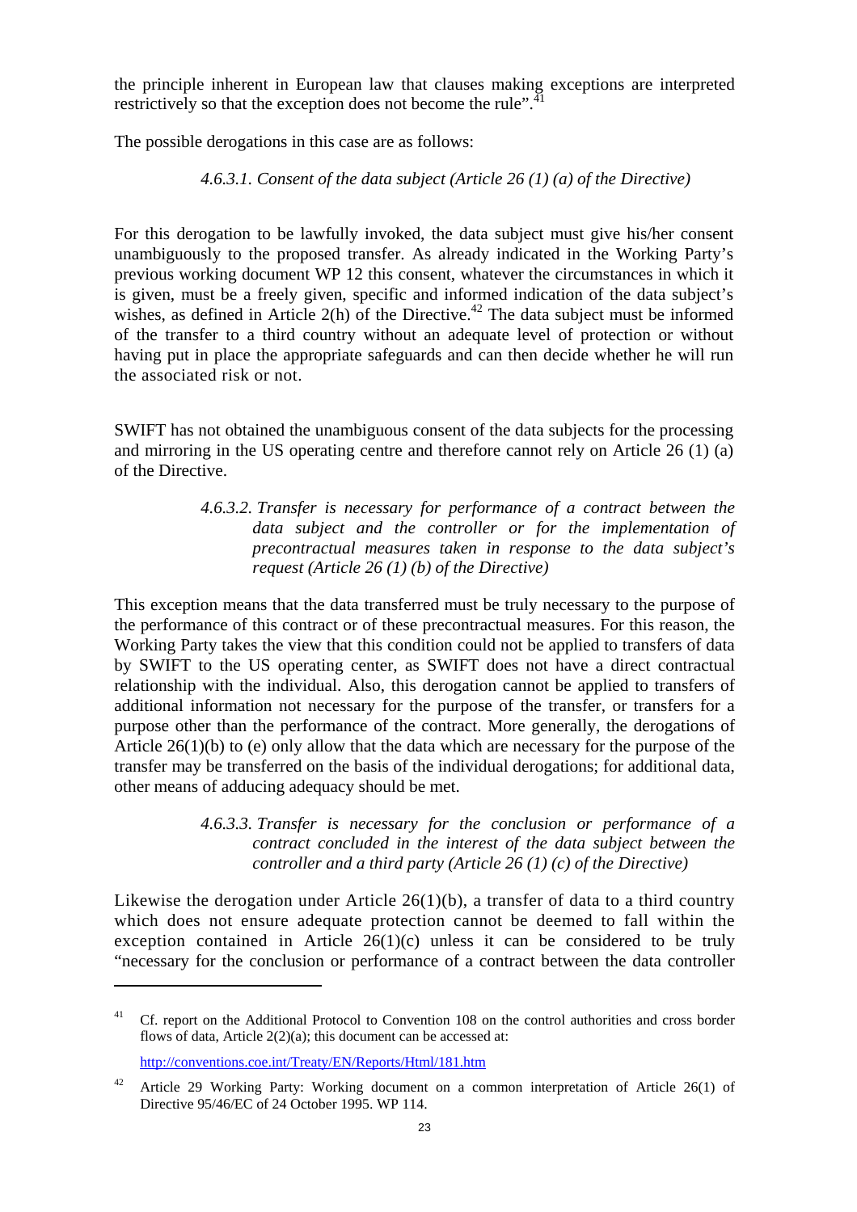the principle inherent in European law that clauses making exceptions are interpreted restrictively so that the exception does not become the rule".[41]

The possible derogations in this case are as follows:

#### *4.6.3.1. Consent of the data subject (Article 26 (1) (a) of the Directive)*

For this derogation to be lawfully invoked, the data subject must give his/her consent unambiguously to the proposed transfer. As already indicated in the Working Party's previous working document WP 12 this consent, whatever the circumstances in which it is given, must be a freely given, specific and informed indication of the data subject's wishes, as defined in Article 2(h) of the Directive.[42] The data subject must be informed of the transfer to a third country without an adequate level of protection or without having put in place the appropriate safeguards and can then decide whether he will run the associated risk or not.

SWIFT has not obtained the unambiguous consent of the data subjects for the processing and mirroring in the US operating centre and therefore cannot rely on Article 26 (1) (a) of the Directive.

#### *4.6.3.2. Transfer is necessary for performance of a contract between the data subject and the controller or for the implementation of precontractual measures taken in response to the data subject's request (Article 26 (1) (b) of the Directive)*

This exception means that the data transferred must be truly necessary to the purpose of the performance of this contract or of these precontractual measures. For this reason, the Working Party takes the view that this condition could not be applied to transfers of data by SWIFT to the US operating center, as SWIFT does not have a direct contractual relationship with the individual. Also, this derogation cannot be applied to transfers of additional information not necessary for the purpose of the transfer, or transfers for a purpose other than the performance of the contract. More generally, the derogations of Article 26(1)(b) to (e) only allow that the data which are necessary for the purpose of the transfer may be transferred on the basis of the individual derogations; for additional data, other means of adducing adequacy should be met.

#### *4.6.3.3. Transfer is necessary for the conclusion or performance of a contract concluded in the interest of the data subject between the controller and a third party (Article 26 (1) (c) of the Directive)*

Likewise the derogation under Article 26(1)(b), a transfer of data to a third country which does not ensure adequate protection cannot be deemed to fall within the exception contained in Article 26(1)(c) unless it can be considered to be truly "necessary for the conclusion or performance of a contract between the data controller

---

[41] Cf. report on the Additional Protocol to Convention 108 on the control authorities and cross border flows of data, Article 2(2)(a); this document can be accessed at:

http://conventions.coe.int/Treaty/EN/Reports/Html/181.htm

[42] Article 29 Working Party: Working document on a common interpretation of Article 26(1) of Directive 95/46/EC of 24 October 1995. WP 114.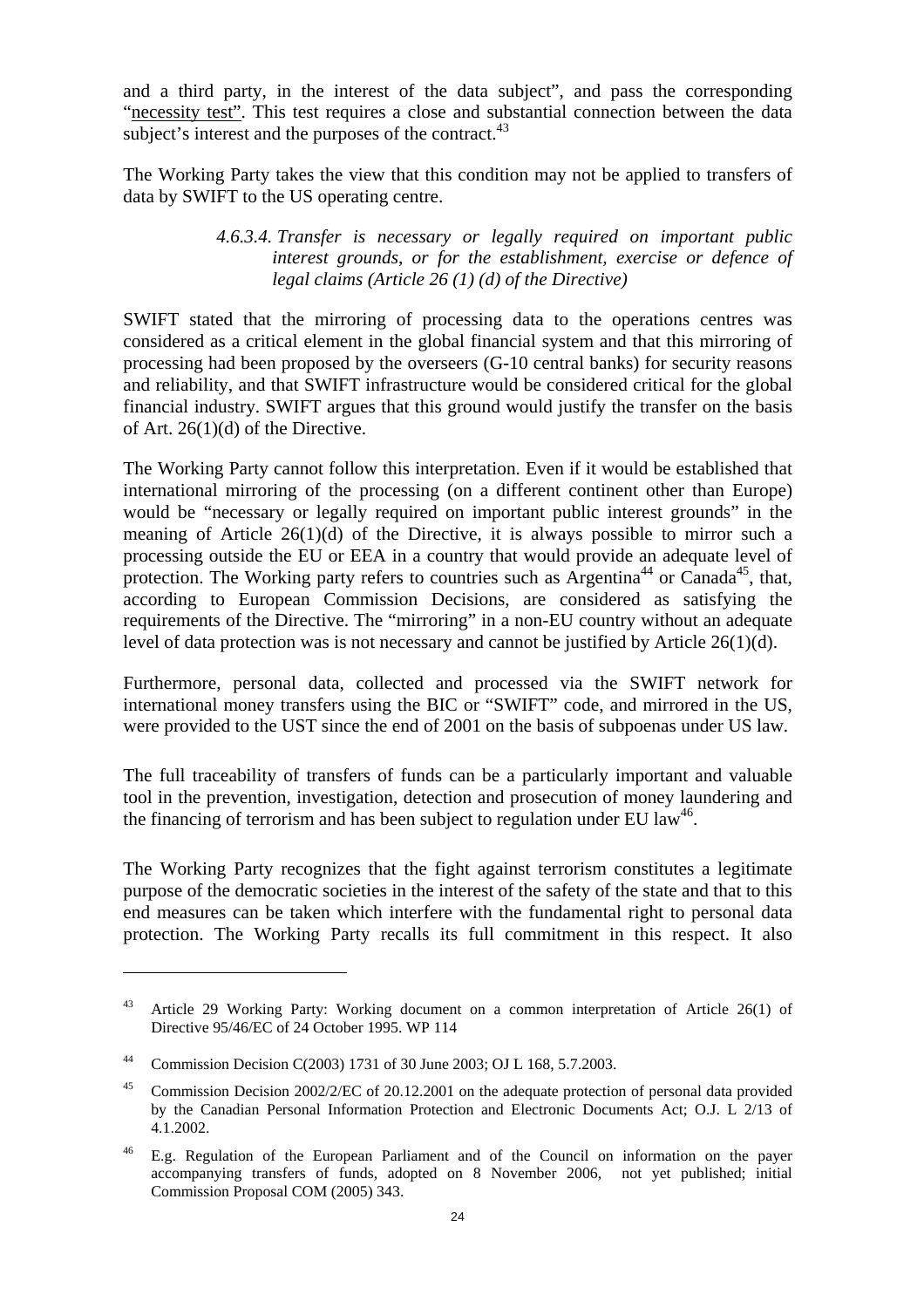and a third party, in the interest of the data subject", and pass the corresponding "necessity test". This test requires a close and substantial connection between the data subject's interest and the purposes of the contract.[43]

The Working Party takes the view that this condition may not be applied to transfers of data by SWIFT to the US operating centre.

#### *4.6.3.4. Transfer is necessary or legally required on important public interest grounds, or for the establishment, exercise or defence of legal claims (Article 26 (1) (d) of the Directive)*

SWIFT stated that the mirroring of processing data to the operations centres was considered as a critical element in the global financial system and that this mirroring of processing had been proposed by the overseers (G-10 central banks) for security reasons and reliability, and that SWIFT infrastructure would be considered critical for the global financial industry. SWIFT argues that this ground would justify the transfer on the basis of Art. 26(1)(d) of the Directive.

The Working Party cannot follow this interpretation. Even if it would be established that international mirroring of the processing (on a different continent other than Europe) would be "necessary or legally required on important public interest grounds" in the meaning of Article 26(1)(d) of the Directive, it is always possible to mirror such a processing outside the EU or EEA in a country that would provide an adequate level of protection. The Working party refers to countries such as Argentina[44] or Canada[45], that, according to European Commission Decisions, are considered as satisfying the requirements of the Directive. The "mirroring" in a non-EU country without an adequate level of data protection was is not necessary and cannot be justified by Article 26(1)(d).

Furthermore, personal data, collected and processed via the SWIFT network for international money transfers using the BIC or "SWIFT" code, and mirrored in the US, were provided to the UST since the end of 2001 on the basis of subpoenas under US law.

The full traceability of transfers of funds can be a particularly important and valuable tool in the prevention, investigation, detection and prosecution of money laundering and the financing of terrorism and has been subject to regulation under EU law[46].

The Working Party recognizes that the fight against terrorism constitutes a legitimate purpose of the democratic societies in the interest of the safety of the state and that to this end measures can be taken which interfere with the fundamental right to personal data protection. The Working Party recalls its full commitment in this respect. It also

---

[43] Article 29 Working Party: Working document on a common interpretation of Article 26(1) of Directive 95/46/EC of 24 October 1995. WP 114

[44] Commission Decision C(2003) 1731 of 30 June 2003; OJ L 168, 5.7.2003.

[45] Commission Decision 2002/2/EC of 20.12.2001 on the adequate protection of personal data provided by the Canadian Personal Information Protection and Electronic Documents Act; O.J. L 2/13 of 4.1.2002.

[46] E.g. Regulation of the European Parliament and of the Council on information on the payer accompanying transfers of funds, adopted on 8 November 2006, not yet published; initial Commission Proposal COM (2005) 343.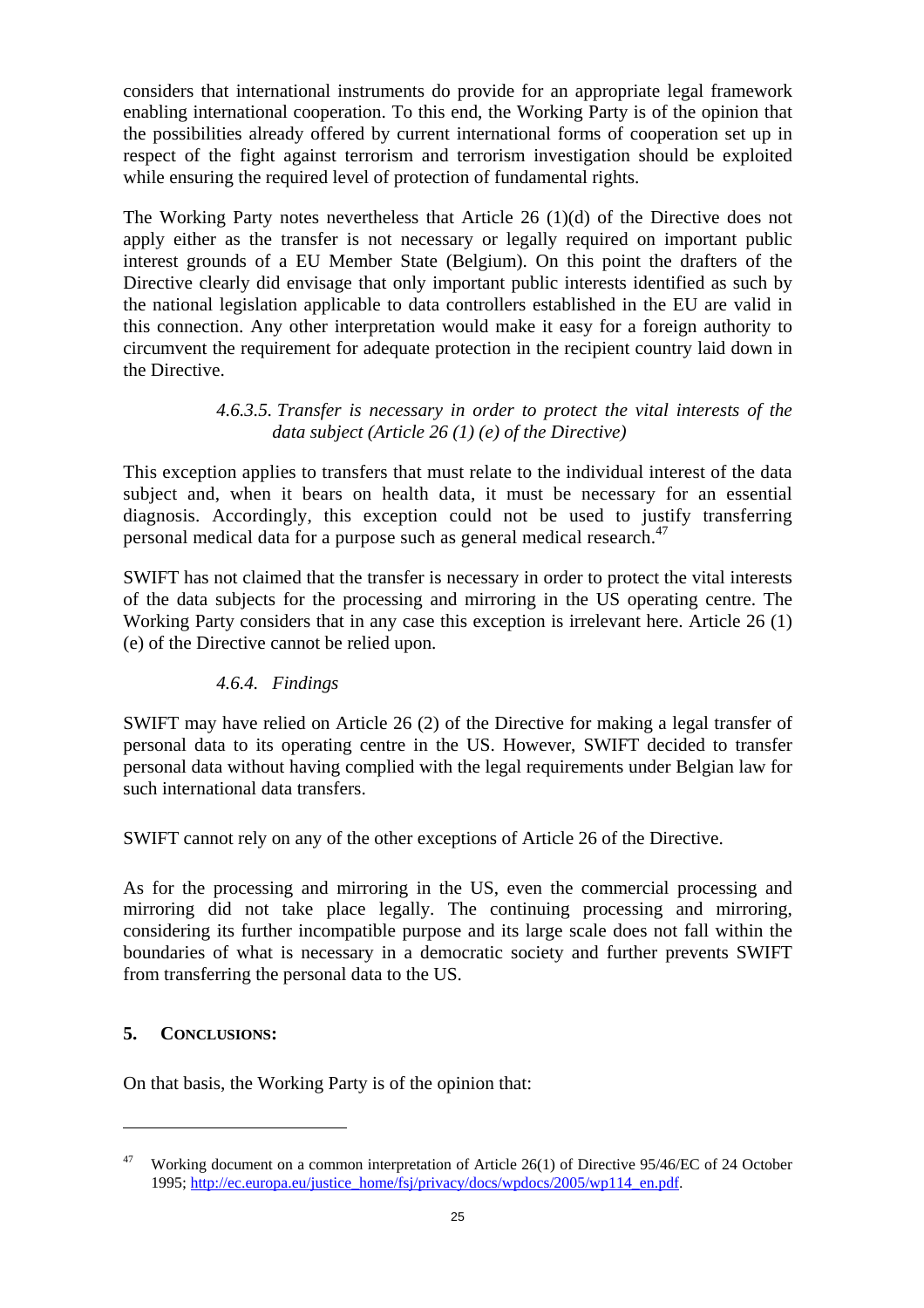considers that international instruments do provide for an appropriate legal framework enabling international cooperation. To this end, the Working Party is of the opinion that the possibilities already offered by current international forms of cooperation set up in respect of the fight against terrorism and terrorism investigation should be exploited while ensuring the required level of protection of fundamental rights.

The Working Party notes nevertheless that Article 26 (1)(d) of the Directive does not apply either as the transfer is not necessary or legally required on important public interest grounds of a EU Member State (Belgium). On this point the drafters of the Directive clearly did envisage that only important public interests identified as such by the national legislation applicable to data controllers established in the EU are valid in this connection. Any other interpretation would make it easy for a foreign authority to circumvent the requirement for adequate protection in the recipient country laid down in the Directive.

#### *4.6.3.5. Transfer is necessary in order to protect the vital interests of the data subject (Article 26 (1) (e) of the Directive)*

This exception applies to transfers that must relate to the individual interest of the data subject and, when it bears on health data, it must be necessary for an essential diagnosis. Accordingly, this exception could not be used to justify transferring personal medical data for a purpose such as general medical research.[47]

SWIFT has not claimed that the transfer is necessary in order to protect the vital interests of the data subjects for the processing and mirroring in the US operating centre. The Working Party considers that in any case this exception is irrelevant here. Article 26 (1) (e) of the Directive cannot be relied upon.

### *4.6.4. Findings*

SWIFT may have relied on Article 26 (2) of the Directive for making a legal transfer of personal data to its operating centre in the US. However, SWIFT decided to transfer personal data without having complied with the legal requirements under Belgian law for such international data transfers.

SWIFT cannot rely on any of the other exceptions of Article 26 of the Directive.

As for the processing and mirroring in the US, even the commercial processing and mirroring did not take place legally. The continuing processing and mirroring, considering its further incompatible purpose and its large scale does not fall within the boundaries of what is necessary in a democratic society and further prevents SWIFT from transferring the personal data to the US.

## 5. CONCLUSIONS:

On that basis, the Working Party is of the opinion that:

---

[47] Working document on a common interpretation of Article 26(1) of Directive 95/46/EC of 24 October 1995; http://ec.europa.eu/justice_home/fsj/privacy/docs/wpdocs/2005/wp114_en.pdf.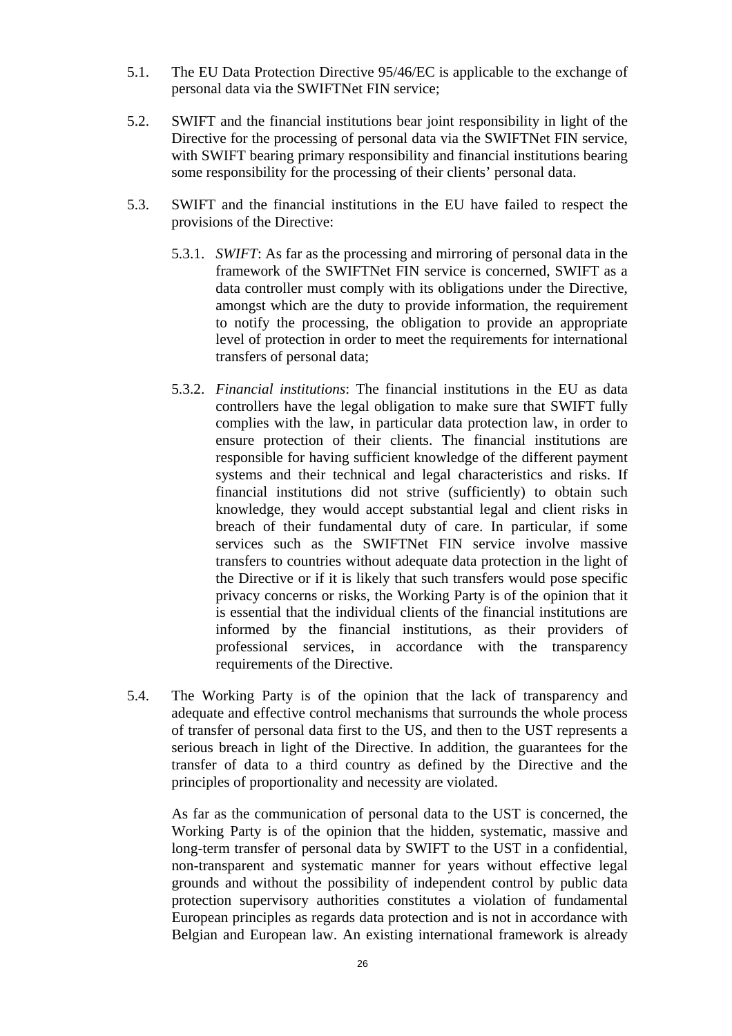5.1. The EU Data Protection Directive 95/46/EC is applicable to the exchange of personal data via the SWIFTNet FIN service;

5.2. SWIFT and the financial institutions bear joint responsibility in light of the Directive for the processing of personal data via the SWIFTNet FIN service, with SWIFT bearing primary responsibility and financial institutions bearing some responsibility for the processing of their clients' personal data.

5.3. SWIFT and the financial institutions in the EU have failed to respect the provisions of the Directive:

   5.3.1. *SWIFT*: As far as the processing and mirroring of personal data in the framework of the SWIFTNet FIN service is concerned, SWIFT as a data controller must comply with its obligations under the Directive, amongst which are the duty to provide information, the requirement to notify the processing, the obligation to provide an appropriate level of protection in order to meet the requirements for international transfers of personal data;

   5.3.2. *Financial institutions*: The financial institutions in the EU as data controllers have the legal obligation to make sure that SWIFT fully complies with the law, in particular data protection law, in order to ensure protection of their clients. The financial institutions are responsible for having sufficient knowledge of the different payment systems and their technical and legal characteristics and risks. If financial institutions did not strive (sufficiently) to obtain such knowledge, they would accept substantial legal and client risks in breach of their fundamental duty of care. In particular, if some services such as the SWIFTNet FIN service involve massive transfers to countries without adequate data protection in the light of the Directive or if it is likely that such transfers would pose specific privacy concerns or risks, the Working Party is of the opinion that it is essential that the individual clients of the financial institutions are informed by the financial institutions, as their providers of professional services, in accordance with the transparency requirements of the Directive.

5.4. The Working Party is of the opinion that the lack of transparency and adequate and effective control mechanisms that surrounds the whole process of transfer of personal data first to the US, and then to the UST represents a serious breach in light of the Directive. In addition, the guarantees for the transfer of data to a third country as defined by the Directive and the principles of proportionality and necessity are violated.

   As far as the communication of personal data to the UST is concerned, the Working Party is of the opinion that the hidden, systematic, massive and long-term transfer of personal data by SWIFT to the UST in a confidential, non-transparent and systematic manner for years without effective legal grounds and without the possibility of independent control by public data protection supervisory authorities constitutes a violation of fundamental European principles as regards data protection and is not in accordance with Belgian and European law. An existing international framework is already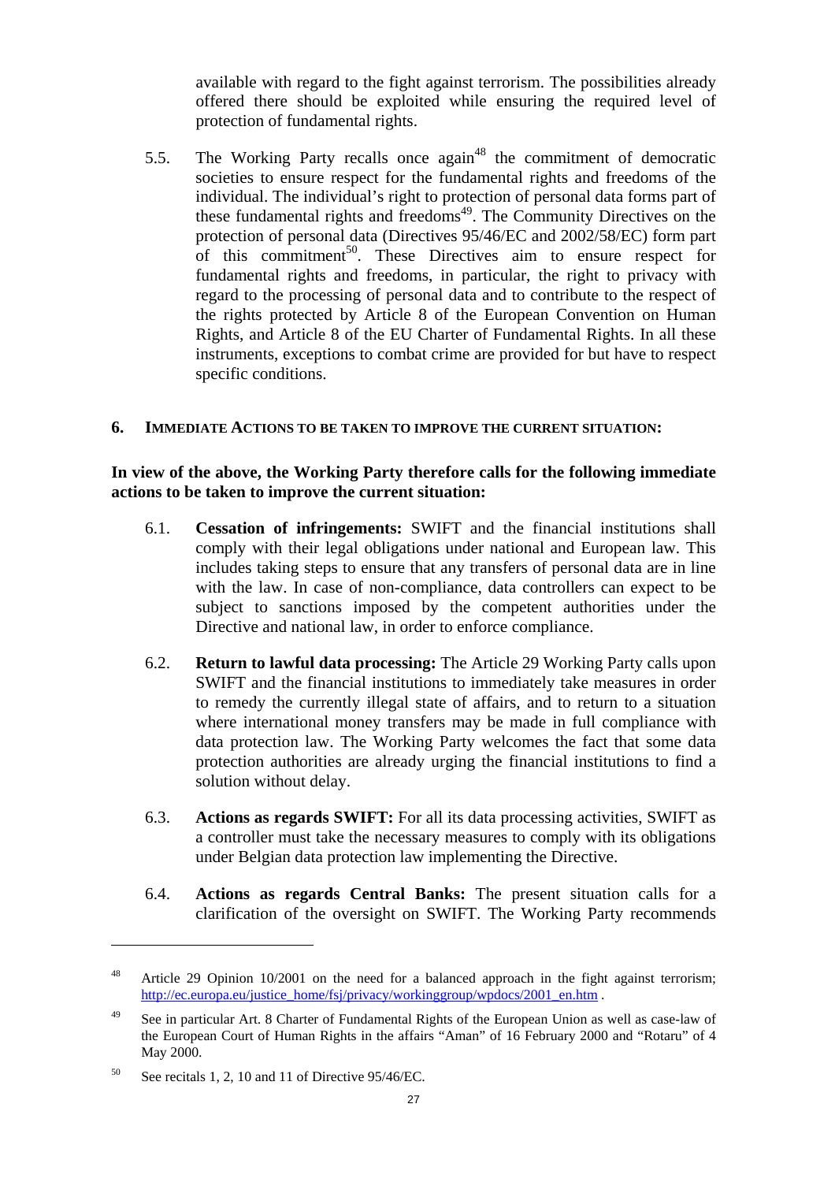available with regard to the fight against terrorism. The possibilities already offered there should be exploited while ensuring the required level of protection of fundamental rights.

5.5. The Working Party recalls once again[48] the commitment of democratic societies to ensure respect for the fundamental rights and freedoms of the individual. The individual's right to protection of personal data forms part of these fundamental rights and freedoms[49]. The Community Directives on the protection of personal data (Directives 95/46/EC and 2002/58/EC) form part of this commitment[50]. These Directives aim to ensure respect for fundamental rights and freedoms, in particular, the right to privacy with regard to the processing of personal data and to contribute to the respect of the rights protected by Article 8 of the European Convention on Human Rights, and Article 8 of the EU Charter of Fundamental Rights. In all these instruments, exceptions to combat crime are provided for but have to respect specific conditions.

## 6. IMMEDIATE ACTIONS TO BE TAKEN TO IMPROVE THE CURRENT SITUATION:

**In view of the above, the Working Party therefore calls for the following immediate actions to be taken to improve the current situation:**

6.1. **Cessation of infringements:** SWIFT and the financial institutions shall comply with their legal obligations under national and European law. This includes taking steps to ensure that any transfers of personal data are in line with the law. In case of non-compliance, data controllers can expect to be subject to sanctions imposed by the competent authorities under the Directive and national law, in order to enforce compliance.

6.2. **Return to lawful data processing:** The Article 29 Working Party calls upon SWIFT and the financial institutions to immediately take measures in order to remedy the currently illegal state of affairs, and to return to a situation where international money transfers may be made in full compliance with data protection law. The Working Party welcomes the fact that some data protection authorities are already urging the financial institutions to find a solution without delay.

6.3. **Actions as regards SWIFT:** For all its data processing activities, SWIFT as a controller must take the necessary measures to comply with its obligations under Belgian data protection law implementing the Directive.

6.4. **Actions as regards Central Banks:** The present situation calls for a clarification of the oversight on SWIFT. The Working Party recommends

---

[48] Article 29 Opinion 10/2001 on the need for a balanced approach in the fight against terrorism; http://ec.europa.eu/justice_home/fsj/privacy/workinggroup/wpdocs/2001_en.htm .

[49] See in particular Art. 8 Charter of Fundamental Rights of the European Union as well as case-law of the European Court of Human Rights in the affairs "Aman" of 16 February 2000 and "Rotaru" of 4 May 2000.

[50] See recitals 1, 2, 10 and 11 of Directive 95/46/EC.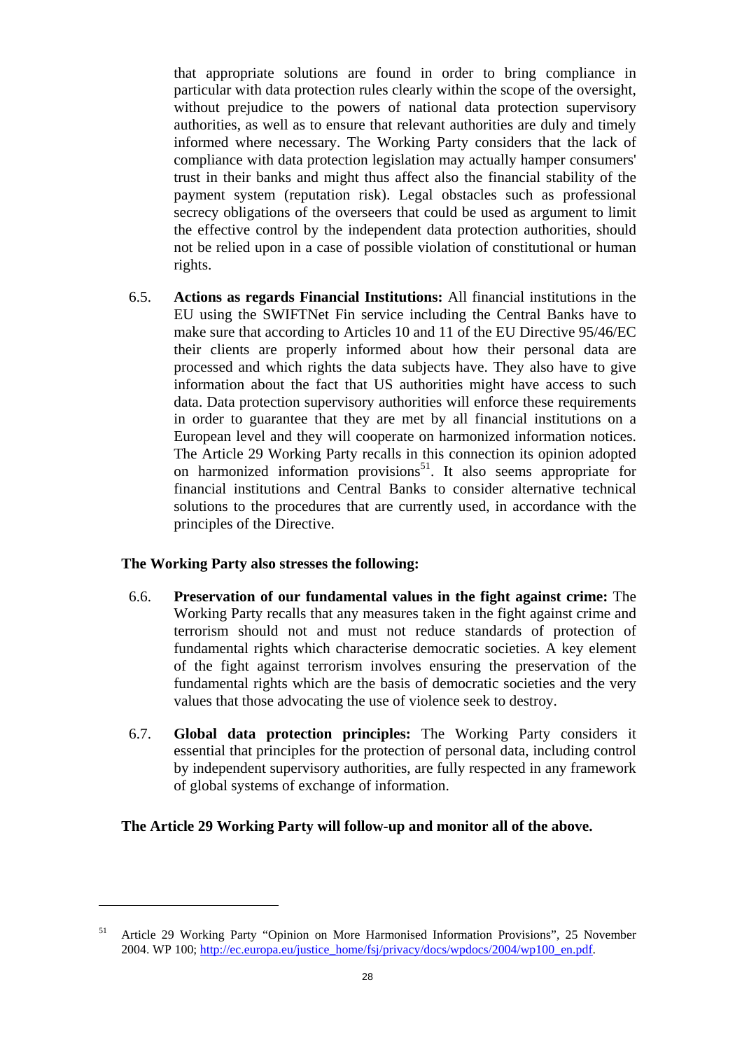that appropriate solutions are found in order to bring compliance in particular with data protection rules clearly within the scope of the oversight, without prejudice to the powers of national data protection supervisory authorities, as well as to ensure that relevant authorities are duly and timely informed where necessary. The Working Party considers that the lack of compliance with data protection legislation may actually hamper consumers' trust in their banks and might thus affect also the financial stability of the payment system (reputation risk). Legal obstacles such as professional secrecy obligations of the overseers that could be used as argument to limit the effective control by the independent data protection authorities, should not be relied upon in a case of possible violation of constitutional or human rights.

6.5. **Actions as regards Financial Institutions:** All financial institutions in the EU using the SWIFTNet Fin service including the Central Banks have to make sure that according to Articles 10 and 11 of the EU Directive 95/46/EC their clients are properly informed about how their personal data are processed and which rights the data subjects have. They also have to give information about the fact that US authorities might have access to such data. Data protection supervisory authorities will enforce these requirements in order to guarantee that they are met by all financial institutions on a European level and they will cooperate on harmonized information notices. The Article 29 Working Party recalls in this connection its opinion adopted on harmonized information provisions[51]. It also seems appropriate for financial institutions and Central Banks to consider alternative technical solutions to the procedures that are currently used, in accordance with the principles of the Directive.

**The Working Party also stresses the following:**

6.6. **Preservation of our fundamental values in the fight against crime:** The Working Party recalls that any measures taken in the fight against crime and terrorism should not and must not reduce standards of protection of fundamental rights which characterise democratic societies. A key element of the fight against terrorism involves ensuring the preservation of the fundamental rights which are the basis of democratic societies and the very values that those advocating the use of violence seek to destroy.

6.7. **Global data protection principles:** The Working Party considers it essential that principles for the protection of personal data, including control by independent supervisory authorities, are fully respected in any framework of global systems of exchange of information.

**The Article 29 Working Party will follow-up and monitor all of the above.**

---

[51] Article 29 Working Party "Opinion on More Harmonised Information Provisions", 25 November 2004. WP 100; http://ec.europa.eu/justice_home/fsj/privacy/docs/wpdocs/2004/wp100_en.pdf.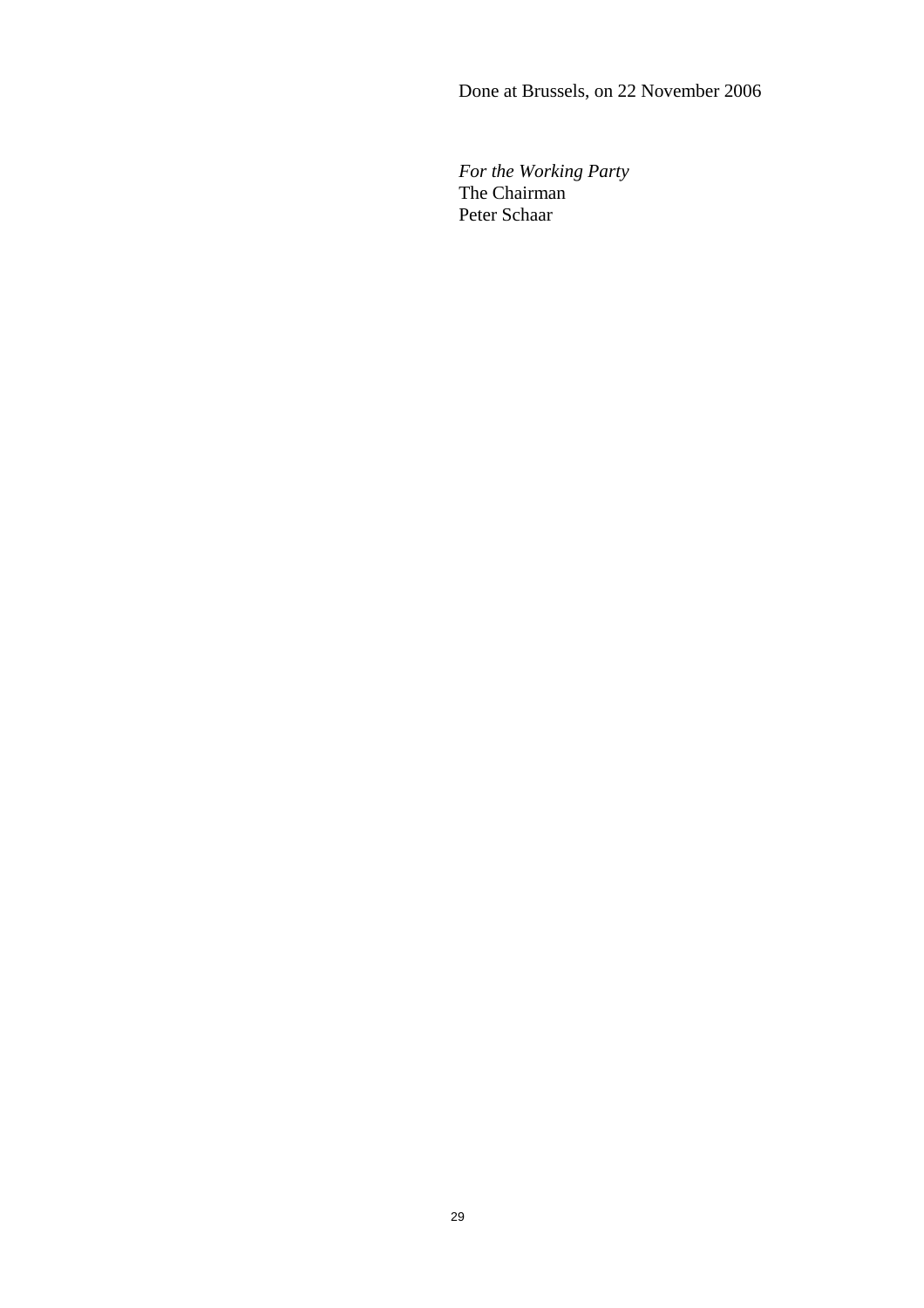Done at Brussels, on 22 November 2006

*For the Working Party*
The Chairman
Peter Schaar